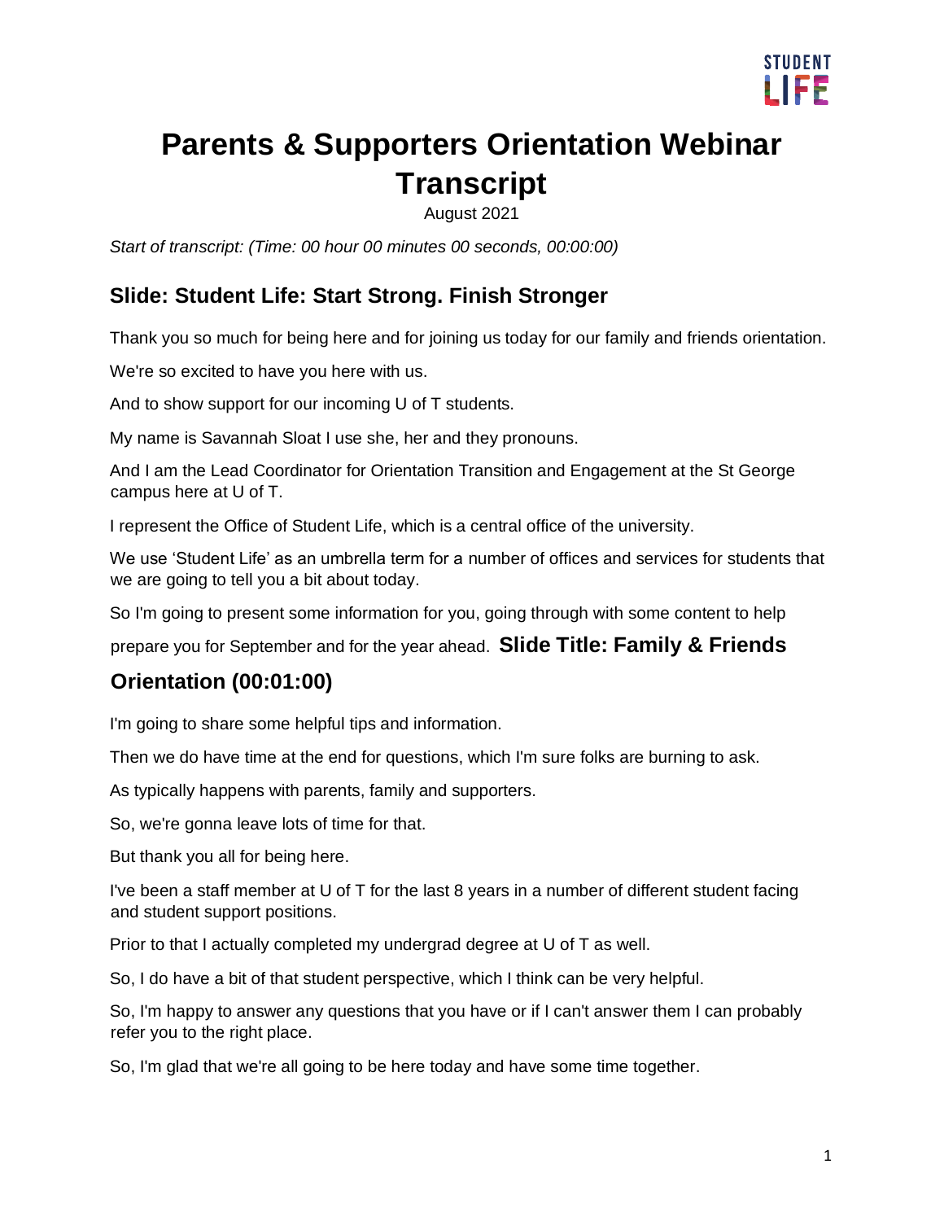# Parents & Supporters Orientation Webinar Transcript

August 2021

*Start of transcript: (Time: 00 hour 00 minutes 00 seconds, 00:00:00)*

## Slide: Student Life: Start Strong. Finish Stronger

Thank you so much for being here and for joining us today for our family and friends orientation.

We're so excited to have you here with us.

And to show support for our incoming U of T students.

My name is Savannah Sloat I use she, her and they pronouns.

And I am the Lead Coordinator for Orientation Transition and Engagement at the St George campus here at U of T.

I represent the Office of Student Life, which is a central office of the university.

We use 'Student Life' as an umbrella term for a number of offices and services for students that we are going to tell you a bit about today.

So I'm going to present some information for you, going through with some content to help prepare you for September and for the year ahead.

## Slide Title: Family & Friends Orientation (00:01:00)

I'm going to share some helpful tips and information.

Then we do have time at the end for questions, which I'm sure folks are burning to ask.

As typically happens with parents, family and supporters.

So, we're gonna leave lots of time for that.

But thank you all for being here.

I've been a staff member at U of T for the last 8 years in a number of different student facing and student support positions.

Prior to that I actually completed my undergrad degree at U of T as well.

So, I do have a bit of that student perspective, which I think can be very helpful.

So, I'm happy to answer any questions that you have or if I can't answer them I can probably refer you to the right place.

So, I'm glad that we're all going to be here today and have some time together.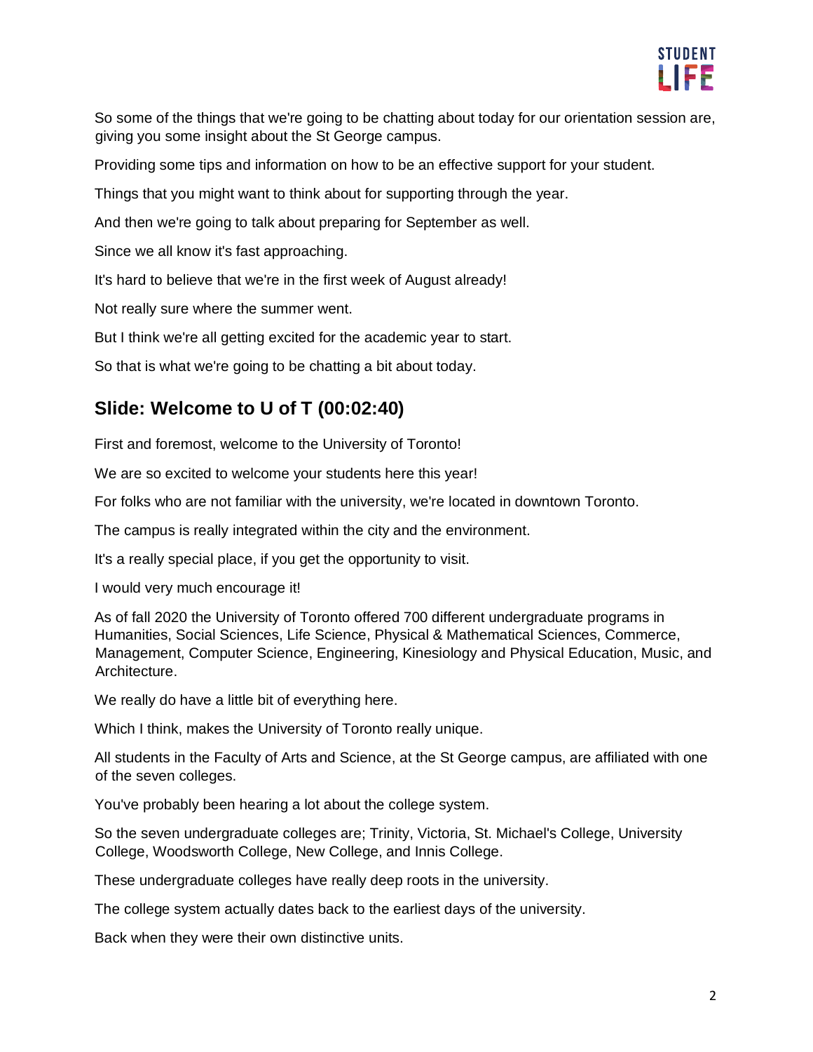So some of the things that we're going to be chatting about today for our orientation session are, giving you some insight about the St George campus.

Providing some tips and information on how to be an effective support for your student.

Things that you might want to think about for supporting through the year.

And then we're going to talk about preparing for September as well.

Since we all know it's fast approaching.

It's hard to believe that we're in the first week of August already!

Not really sure where the summer went.

But I think we're all getting excited for the academic year to start.

So that is what we're going to be chatting a bit about today.

## Slide: Welcome to U of T (00:02:40)

First and foremost, welcome to the University of Toronto!

We are so excited to welcome your students here this year!

For folks who are not familiar with the university, we're located in downtown Toronto.

The campus is really integrated within the city and the environment.

It's a really special place, if you get the opportunity to visit.

I would very much encourage it!

As of fall 2020 the University of Toronto offered 700 different undergraduate programs in Humanities, Social Sciences, Life Science, Physical & Mathematical Sciences, Commerce, Management, Computer Science, Engineering, Kinesiology and Physical Education, Music, and Architecture.

We really do have a little bit of everything here.

Which I think, makes the University of Toronto really unique.

All students in the Faculty of Arts and Science, at the St George campus, are affiliated with one of the seven colleges.

You've probably been hearing a lot about the college system.

So the seven undergraduate colleges are; Trinity, Victoria, St. Michael's College, University College, Woodsworth College, New College, and Innis College.

These undergraduate colleges have really deep roots in the university.

The college system actually dates back to the earliest days of the university.

Back when they were their own distinctive units.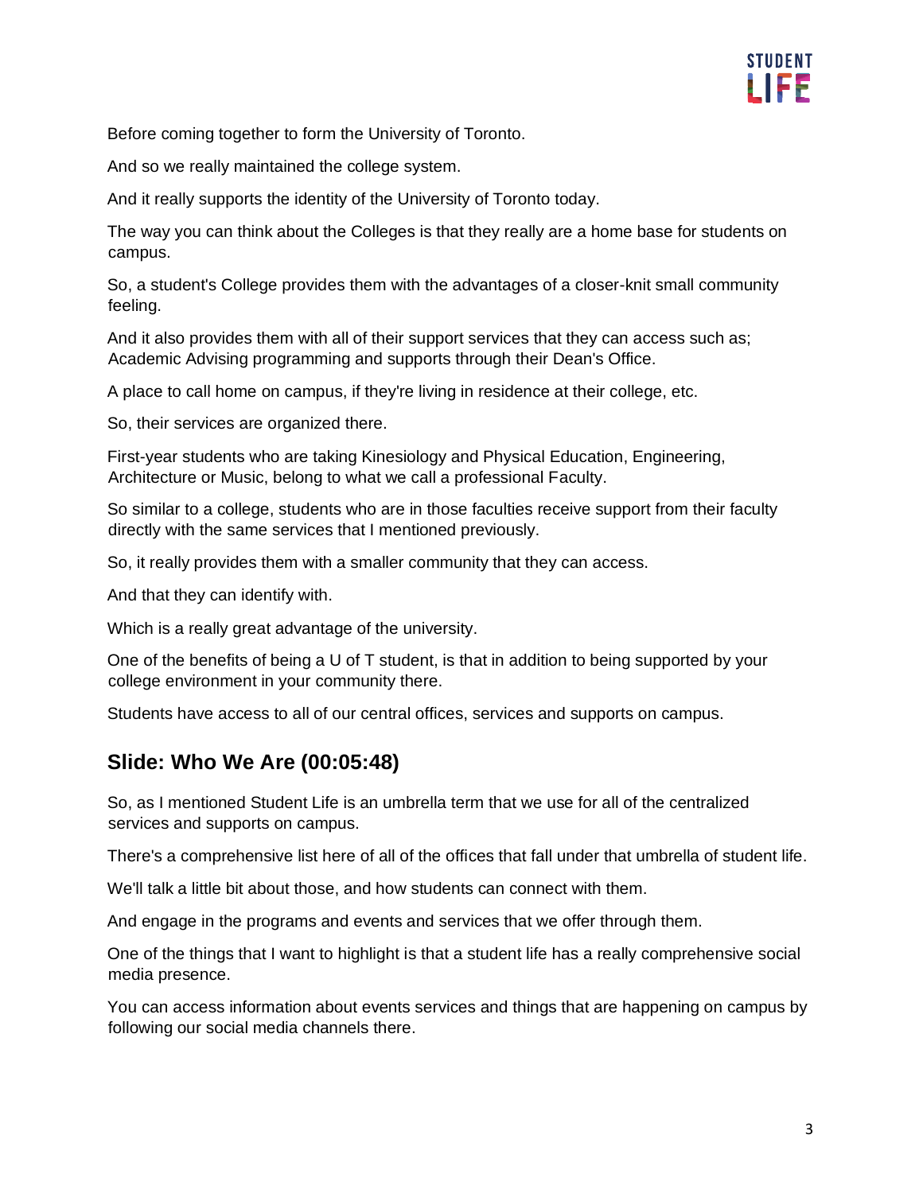Before coming together to form the University of Toronto.

And so we really maintained the college system.

And it really supports the identity of the University of Toronto today.

The way you can think about the Colleges is that they really are a home base for students on campus.

So, a student's College provides them with the advantages of a closer-knit small community feeling.

And it also provides them with all of their support services that they can access such as; Academic Advising programming and supports through their Dean's Office.

A place to call home on campus, if they're living in residence at their college, etc.

So, their services are organized there.

First-year students who are taking Kinesiology and Physical Education, Engineering, Architecture or Music, belong to what we call a professional Faculty.

So similar to a college, students who are in those faculties receive support from their faculty directly with the same services that I mentioned previously.

So, it really provides them with a smaller community that they can access.

And that they can identify with.

Which is a really great advantage of the university.

One of the benefits of being a U of T student, is that in addition to being supported by your college environment in your community there.

Students have access to all of our central offices, services and supports on campus.

## Slide: Who We Are (00:05:48)

So, as I mentioned Student Life is an umbrella term that we use for all of the centralized services and supports on campus.

There's a comprehensive list here of all of the offices that fall under that umbrella of student life.

We'll talk a little bit about those, and how students can connect with them.

And engage in the programs and events and services that we offer through them.

One of the things that I want to highlight is that a student life has a really comprehensive social media presence.

You can access information about events services and things that are happening on campus by following our social media channels there.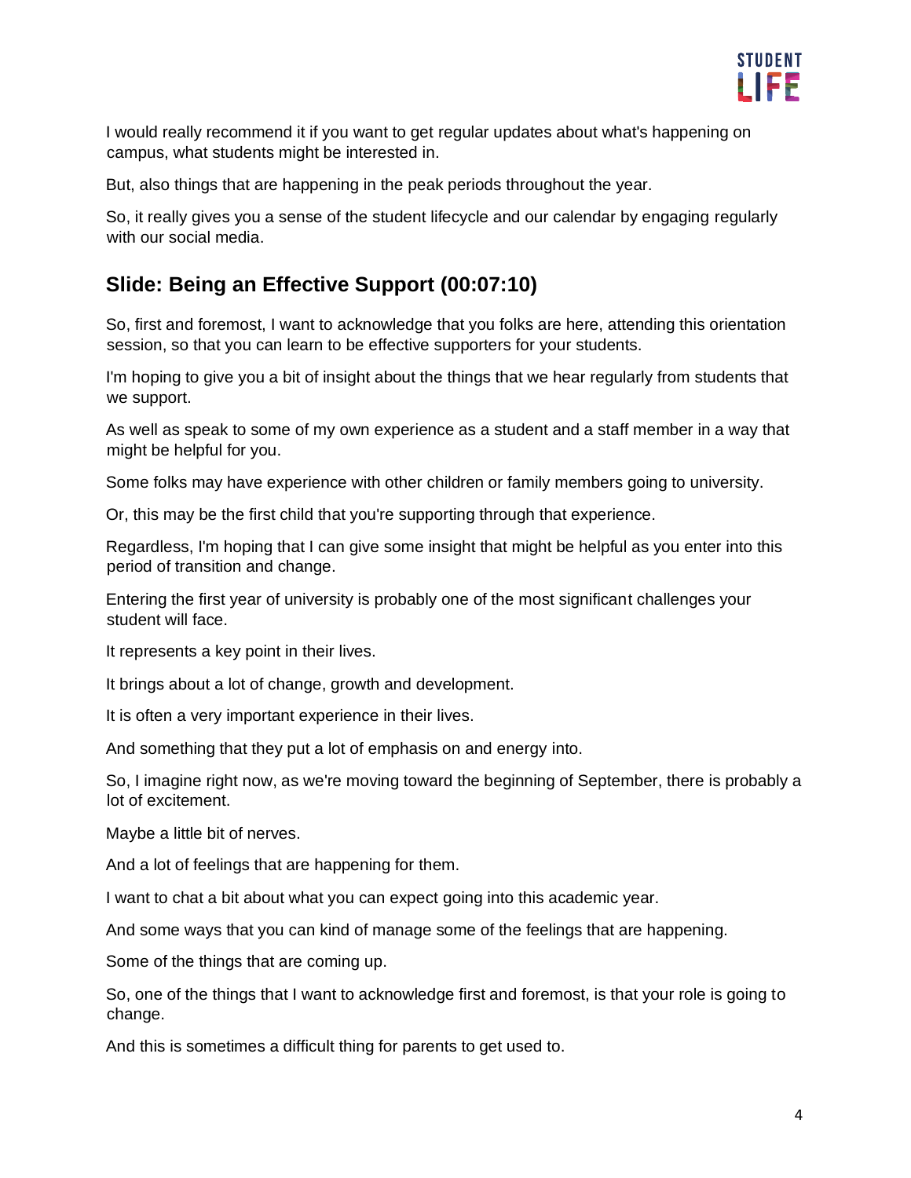I would really recommend it if you want to get regular updates about what's happening on campus, what students might be interested in.

But, also things that are happening in the peak periods throughout the year.

So, it really gives you a sense of the student lifecycle and our calendar by engaging regularly with our social media.

## Slide: Being an Effective Support (00:07:10)

So, first and foremost, I want to acknowledge that you folks are here, attending this orientation session, so that you can learn to be effective supporters for your students.

I'm hoping to give you a bit of insight about the things that we hear regularly from students that we support.

As well as speak to some of my own experience as a student and a staff member in a way that might be helpful for you.

Some folks may have experience with other children or family members going to university.

Or, this may be the first child that you're supporting through that experience.

Regardless, I'm hoping that I can give some insight that might be helpful as you enter into this period of transition and change.

Entering the first year of university is probably one of the most significant challenges your student will face.

It represents a key point in their lives.

It brings about a lot of change, growth and development.

It is often a very important experience in their lives.

And something that they put a lot of emphasis on and energy into.

So, I imagine right now, as we're moving toward the beginning of September, there is probably a lot of excitement.

Maybe a little bit of nerves.

And a lot of feelings that are happening for them.

I want to chat a bit about what you can expect going into this academic year.

And some ways that you can kind of manage some of the feelings that are happening.

Some of the things that are coming up.

So, one of the things that I want to acknowledge first and foremost, is that your role is going to change.

And this is sometimes a difficult thing for parents to get used to.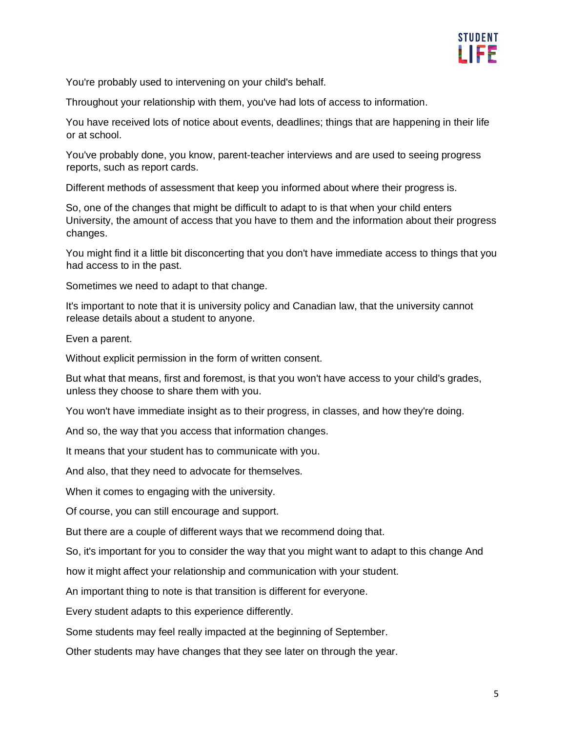You're probably used to intervening on your child's behalf.

Throughout your relationship with them, you've had lots of access to information.

You have received lots of notice about events, deadlines; things that are happening in their life or at school.

You've probably done, you know, parent-teacher interviews and are used to seeing progress reports, such as report cards.

Different methods of assessment that keep you informed about where their progress is.

So, one of the changes that might be difficult to adapt to is that when your child enters University, the amount of access that you have to them and the information about their progress changes.

You might find it a little bit disconcerting that you don't have immediate access to things that you had access to in the past.

Sometimes we need to adapt to that change.

It's important to note that it is university policy and Canadian law, that the university cannot release details about a student to anyone.

Even a parent.

Without explicit permission in the form of written consent.

But what that means, first and foremost, is that you won't have access to your child's grades, unless they choose to share them with you.

You won't have immediate insight as to their progress, in classes, and how they're doing.

And so, the way that you access that information changes.

It means that your student has to communicate with you.

And also, that they need to advocate for themselves.

When it comes to engaging with the university.

Of course, you can still encourage and support.

But there are a couple of different ways that we recommend doing that.

So, it's important for you to consider the way that you might want to adapt to this change And

how it might affect your relationship and communication with your student.

An important thing to note is that transition is different for everyone.

Every student adapts to this experience differently.

Some students may feel really impacted at the beginning of September.

Other students may have changes that they see later on through the year.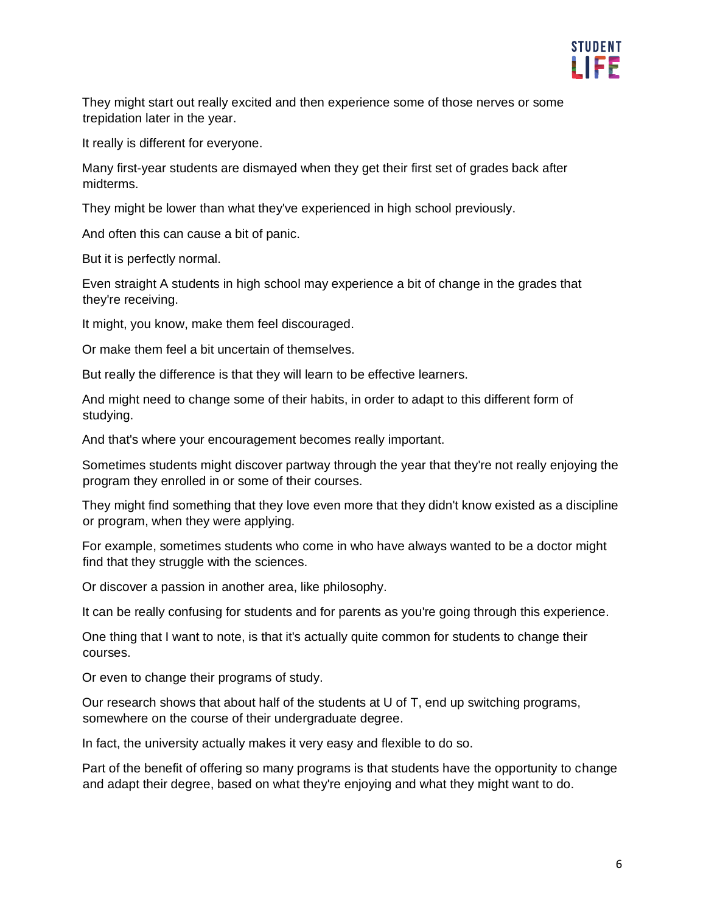They might start out really excited and then experience some of those nerves or some trepidation later in the year.

It really is different for everyone.

Many first-year students are dismayed when they get their first set of grades back after midterms.

They might be lower than what they've experienced in high school previously.

And often this can cause a bit of panic.

But it is perfectly normal.

Even straight A students in high school may experience a bit of change in the grades that they're receiving.

It might, you know, make them feel discouraged.

Or make them feel a bit uncertain of themselves.

But really the difference is that they will learn to be effective learners.

And might need to change some of their habits, in order to adapt to this different form of studying.

And that's where your encouragement becomes really important.

Sometimes students might discover partway through the year that they're not really enjoying the program they enrolled in or some of their courses.

They might find something that they love even more that they didn't know existed as a discipline or program, when they were applying.

For example, sometimes students who come in who have always wanted to be a doctor might find that they struggle with the sciences.

Or discover a passion in another area, like philosophy.

It can be really confusing for students and for parents as you're going through this experience.

One thing that I want to note, is that it's actually quite common for students to change their courses.

Or even to change their programs of study.

Our research shows that about half of the students at U of T, end up switching programs, somewhere on the course of their undergraduate degree.

In fact, the university actually makes it very easy and flexible to do so.

Part of the benefit of offering so many programs is that students have the opportunity to change and adapt their degree, based on what they're enjoying and what they might want to do.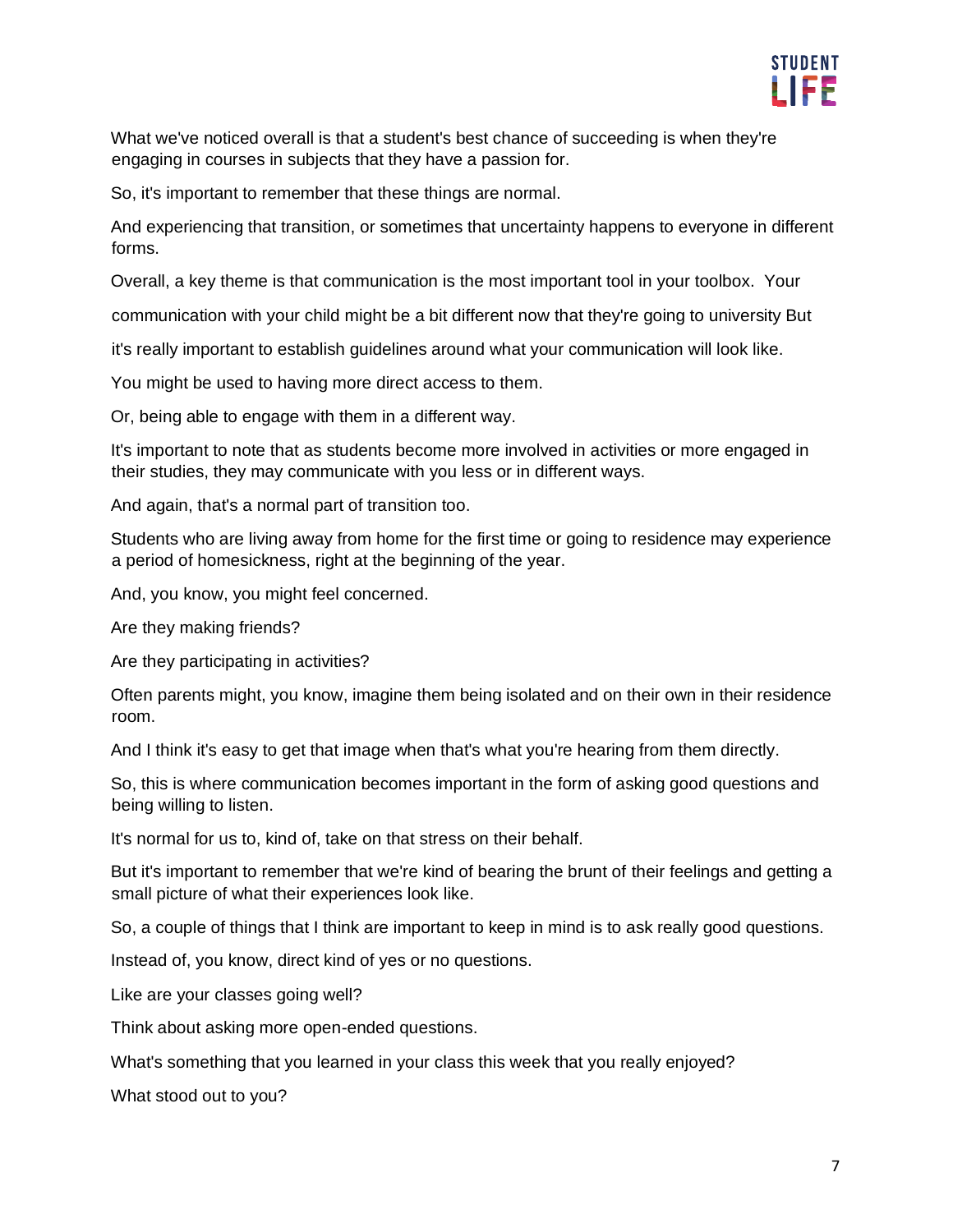What we've noticed overall is that a student's best chance of succeeding is when they're engaging in courses in subjects that they have a passion for.

So, it's important to remember that these things are normal.

And experiencing that transition, or sometimes that uncertainty happens to everyone in different forms.

Overall, a key theme is that communication is the most important tool in your toolbox. Your communication with your child might be a bit different now that they're going to university But it's really important to establish guidelines around what your communication will look like.

You might be used to having more direct access to them.

Or, being able to engage with them in a different way.

It's important to note that as students become more involved in activities or more engaged in their studies, they may communicate with you less or in different ways.

And again, that's a normal part of transition too.

Students who are living away from home for the first time or going to residence may experience a period of homesickness, right at the beginning of the year.

And, you know, you might feel concerned.

Are they making friends?

Are they participating in activities?

Often parents might, you know, imagine them being isolated and on their own in their residence room.

And I think it's easy to get that image when that's what you're hearing from them directly.

So, this is where communication becomes important in the form of asking good questions and being willing to listen.

It's normal for us to, kind of, take on that stress on their behalf.

But it's important to remember that we're kind of bearing the brunt of their feelings and getting a small picture of what their experiences look like.

So, a couple of things that I think are important to keep in mind is to ask really good questions.

Instead of, you know, direct kind of yes or no questions.

Like are your classes going well?

Think about asking more open-ended questions.

What's something that you learned in your class this week that you really enjoyed?

What stood out to you?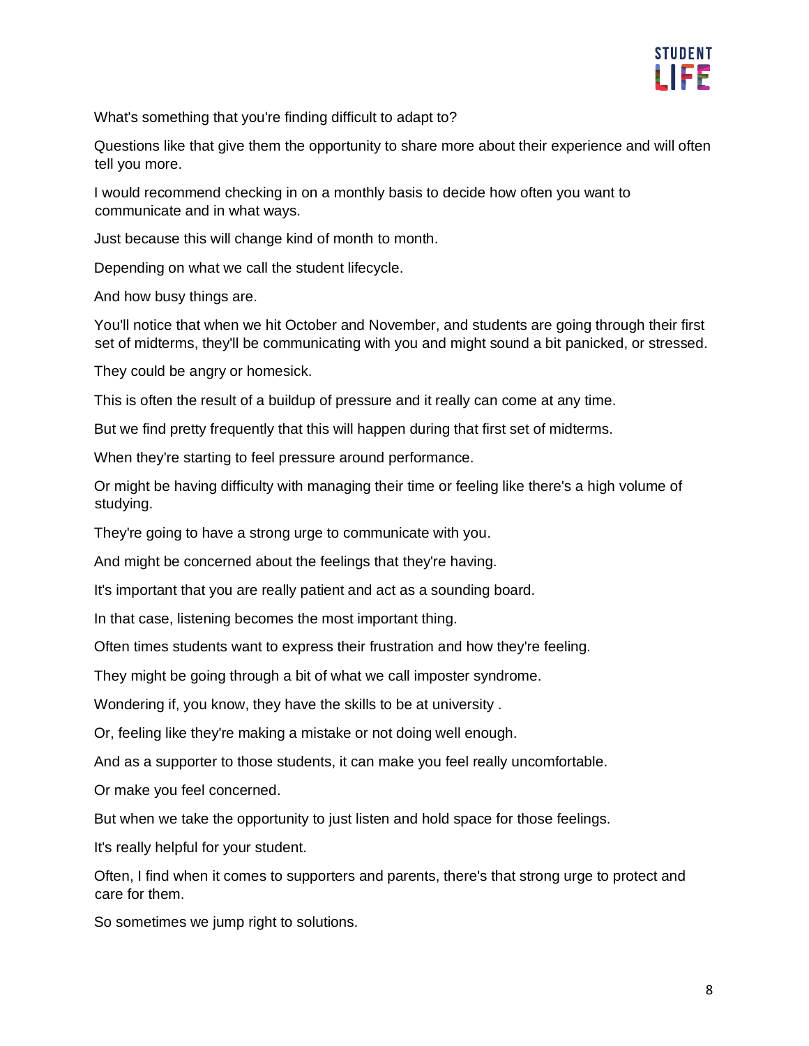What's something that you're finding difficult to adapt to?

Questions like that give them the opportunity to share more about their experience and will often tell you more.

I would recommend checking in on a monthly basis to decide how often you want to communicate and in what ways.

Just because this will change kind of month to month.

Depending on what we call the student lifecycle.

And how busy things are.

You'll notice that when we hit October and November, and students are going through their first set of midterms, they'll be communicating with you and might sound a bit panicked, or stressed.

They could be angry or homesick.

This is often the result of a buildup of pressure and it really can come at any time.

But we find pretty frequently that this will happen during that first set of midterms.

When they're starting to feel pressure around performance.

Or might be having difficulty with managing their time or feeling like there's a high volume of studying.

They're going to have a strong urge to communicate with you.

And might be concerned about the feelings that they're having.

It's important that you are really patient and act as a sounding board.

In that case, listening becomes the most important thing.

Often times students want to express their frustration and how they're feeling.

They might be going through a bit of what we call imposter syndrome.

Wondering if, you know, they have the skills to be at university .

Or, feeling like they're making a mistake or not doing well enough.

And as a supporter to those students, it can make you feel really uncomfortable.

Or make you feel concerned.

But when we take the opportunity to just listen and hold space for those feelings.

It's really helpful for your student.

Often, I find when it comes to supporters and parents, there's that strong urge to protect and care for them.

So sometimes we jump right to solutions.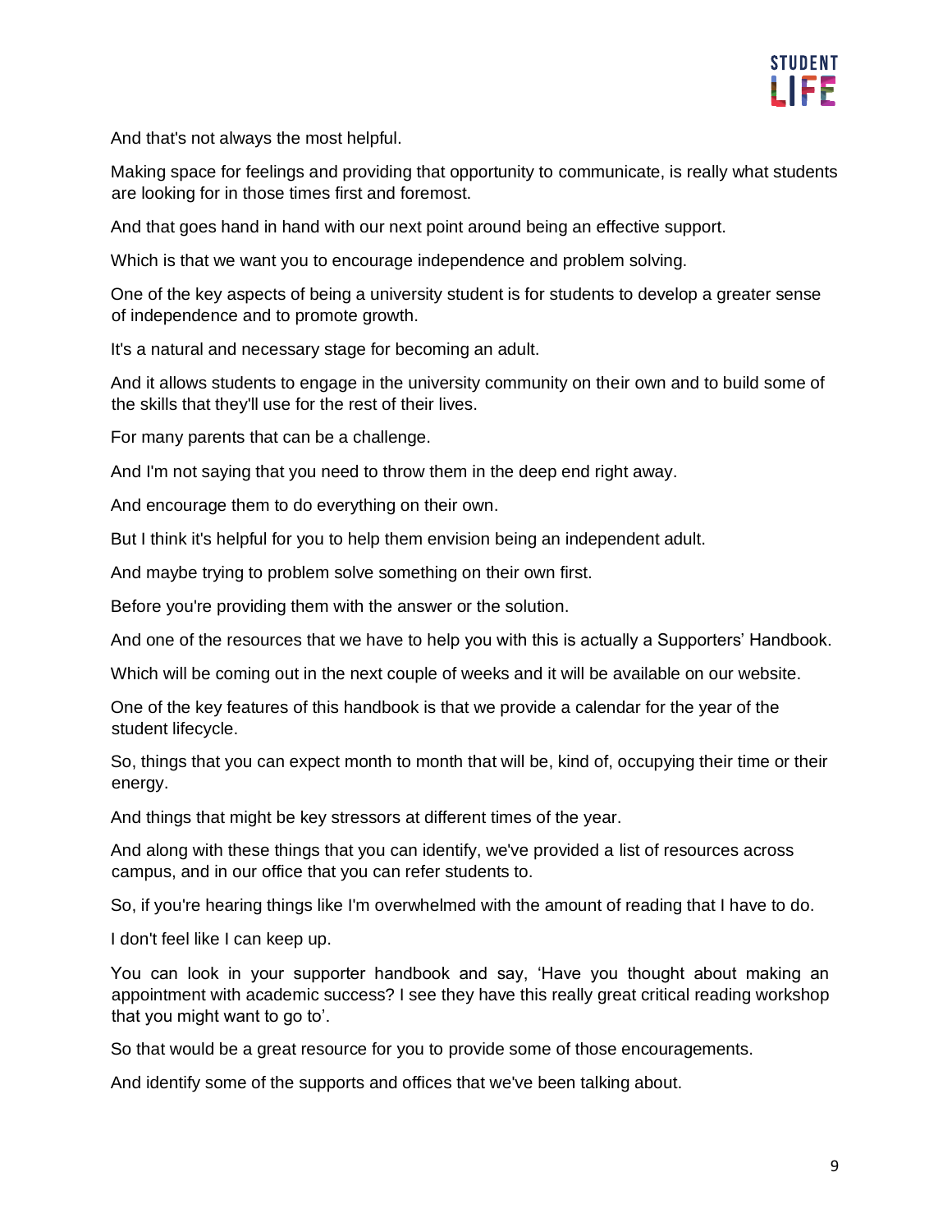And that's not always the most helpful.

Making space for feelings and providing that opportunity to communicate, is really what students are looking for in those times first and foremost.

And that goes hand in hand with our next point around being an effective support.

Which is that we want you to encourage independence and problem solving.

One of the key aspects of being a university student is for students to develop a greater sense of independence and to promote growth.

It's a natural and necessary stage for becoming an adult.

And it allows students to engage in the university community on their own and to build some of the skills that they'll use for the rest of their lives.

For many parents that can be a challenge.

And I'm not saying that you need to throw them in the deep end right away.

And encourage them to do everything on their own.

But I think it's helpful for you to help them envision being an independent adult.

And maybe trying to problem solve something on their own first.

Before you're providing them with the answer or the solution.

And one of the resources that we have to help you with this is actually a Supporters' Handbook.

Which will be coming out in the next couple of weeks and it will be available on our website.

One of the key features of this handbook is that we provide a calendar for the year of the student lifecycle.

So, things that you can expect month to month that will be, kind of, occupying their time or their energy.

And things that might be key stressors at different times of the year.

And along with these things that you can identify, we've provided a list of resources across campus, and in our office that you can refer students to.

So, if you're hearing things like I'm overwhelmed with the amount of reading that I have to do.

I don't feel like I can keep up.

You can look in your supporter handbook and say, 'Have you thought about making an appointment with academic success? I see they have this really great critical reading workshop that you might want to go to'.

So that would be a great resource for you to provide some of those encouragements.

And identify some of the supports and offices that we've been talking about.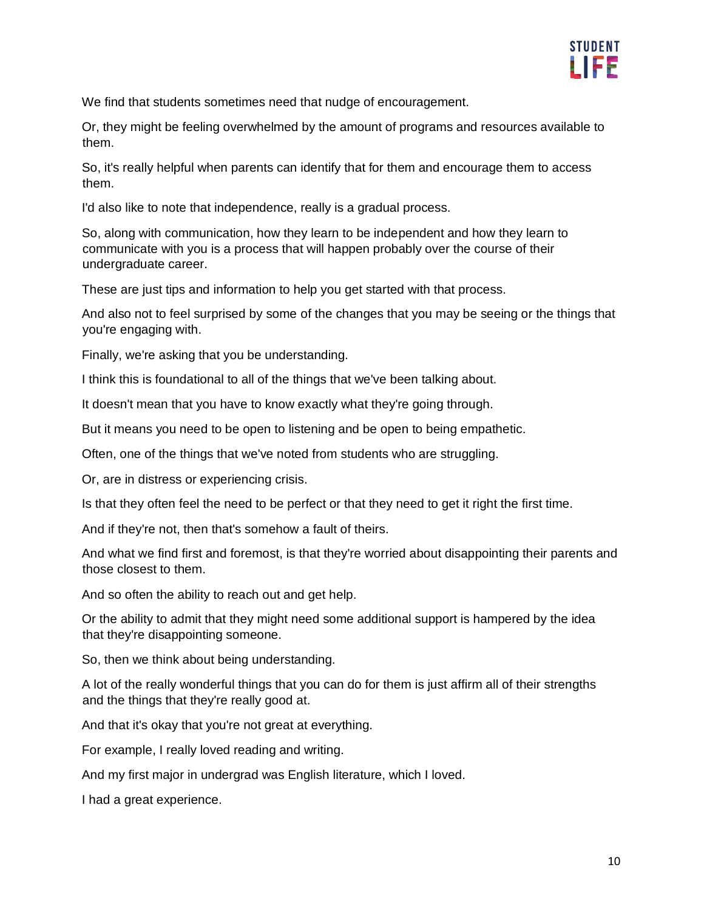We find that students sometimes need that nudge of encouragement.

Or, they might be feeling overwhelmed by the amount of programs and resources available to them.

So, it's really helpful when parents can identify that for them and encourage them to access them.

I'd also like to note that independence, really is a gradual process.

So, along with communication, how they learn to be independent and how they learn to communicate with you is a process that will happen probably over the course of their undergraduate career.

These are just tips and information to help you get started with that process.

And also not to feel surprised by some of the changes that you may be seeing or the things that you're engaging with.

Finally, we're asking that you be understanding.

I think this is foundational to all of the things that we've been talking about.

It doesn't mean that you have to know exactly what they're going through.

But it means you need to be open to listening and be open to being empathetic.

Often, one of the things that we've noted from students who are struggling.

Or, are in distress or experiencing crisis.

Is that they often feel the need to be perfect or that they need to get it right the first time.

And if they're not, then that's somehow a fault of theirs.

And what we find first and foremost, is that they're worried about disappointing their parents and those closest to them.

And so often the ability to reach out and get help.

Or the ability to admit that they might need some additional support is hampered by the idea that they're disappointing someone.

So, then we think about being understanding.

A lot of the really wonderful things that you can do for them is just affirm all of their strengths and the things that they're really good at.

And that it's okay that you're not great at everything.

For example, I really loved reading and writing.

And my first major in undergrad was English literature, which I loved.

I had a great experience.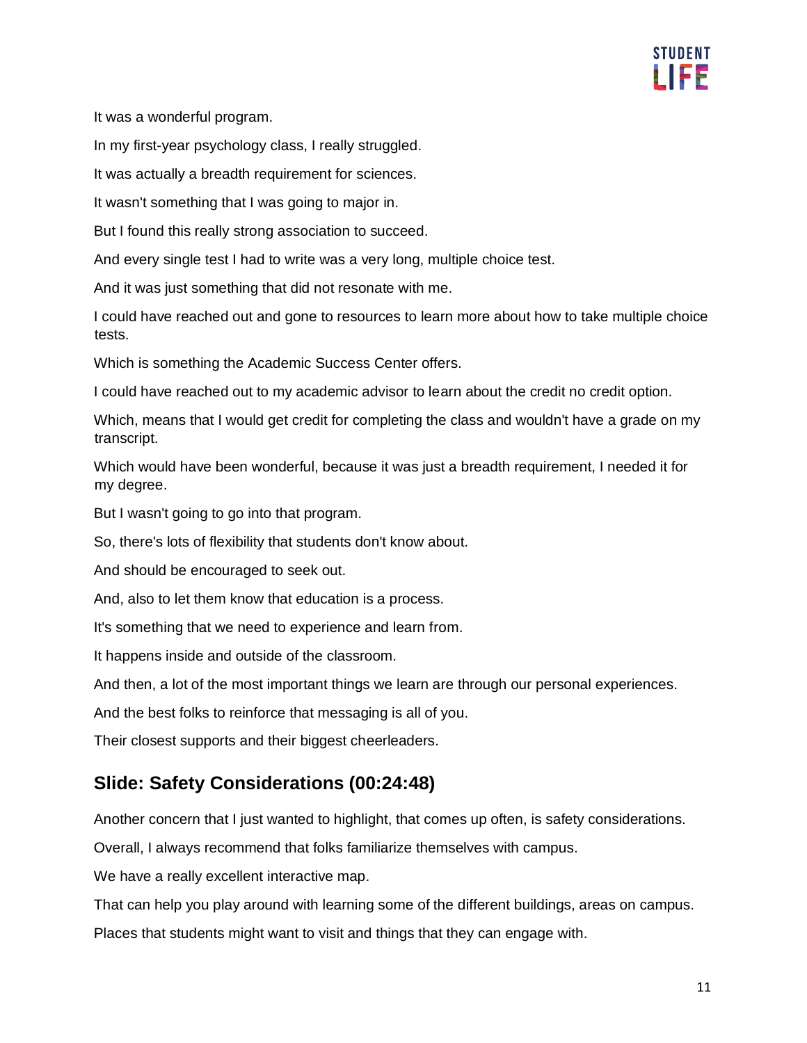It was a wonderful program.

In my first-year psychology class, I really struggled.

It was actually a breadth requirement for sciences.

It wasn't something that I was going to major in.

But I found this really strong association to succeed.

And every single test I had to write was a very long, multiple choice test.

And it was just something that did not resonate with me.

I could have reached out and gone to resources to learn more about how to take multiple choice tests.

Which is something the Academic Success Center offers.

I could have reached out to my academic advisor to learn about the credit no credit option.

Which, means that I would get credit for completing the class and wouldn't have a grade on my transcript.

Which would have been wonderful, because it was just a breadth requirement, I needed it for my degree.

But I wasn't going to go into that program.

So, there's lots of flexibility that students don't know about.

And should be encouraged to seek out.

And, also to let them know that education is a process.

It's something that we need to experience and learn from.

It happens inside and outside of the classroom.

And then, a lot of the most important things we learn are through our personal experiences.

And the best folks to reinforce that messaging is all of you.

Their closest supports and their biggest cheerleaders.

## Slide: Safety Considerations (00:24:48)

Another concern that I just wanted to highlight, that comes up often, is safety considerations.

Overall, I always recommend that folks familiarize themselves with campus.

We have a really excellent interactive map.

That can help you play around with learning some of the different buildings, areas on campus.

Places that students might want to visit and things that they can engage with.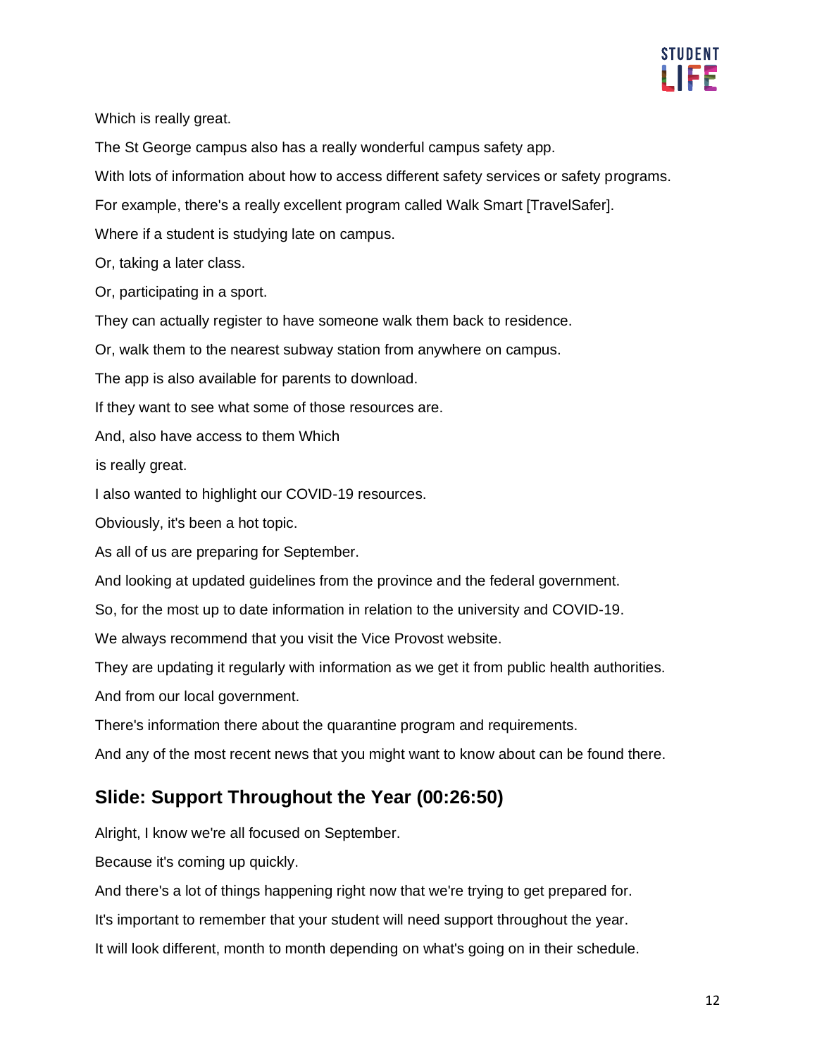Which is really great.

The St George campus also has a really wonderful campus safety app.

With lots of information about how to access different safety services or safety programs.

For example, there's a really excellent program called Walk Smart [TravelSafer].

Where if a student is studying late on campus.

Or, taking a later class.

Or, participating in a sport.

They can actually register to have someone walk them back to residence.

Or, walk them to the nearest subway station from anywhere on campus.

The app is also available for parents to download.

If they want to see what some of those resources are.

And, also have access to them Which

is really great.

I also wanted to highlight our COVID-19 resources.

Obviously, it's been a hot topic.

As all of us are preparing for September.

And looking at updated guidelines from the province and the federal government.

So, for the most up to date information in relation to the university and COVID-19.

We always recommend that you visit the Vice Provost website.

They are updating it regularly with information as we get it from public health authorities.

And from our local government.

There's information there about the quarantine program and requirements.

And any of the most recent news that you might want to know about can be found there.

## Slide: Support Throughout the Year (00:26:50)

Alright, I know we're all focused on September.

Because it's coming up quickly.

And there's a lot of things happening right now that we're trying to get prepared for.

It's important to remember that your student will need support throughout the year.

It will look different, month to month depending on what's going on in their schedule.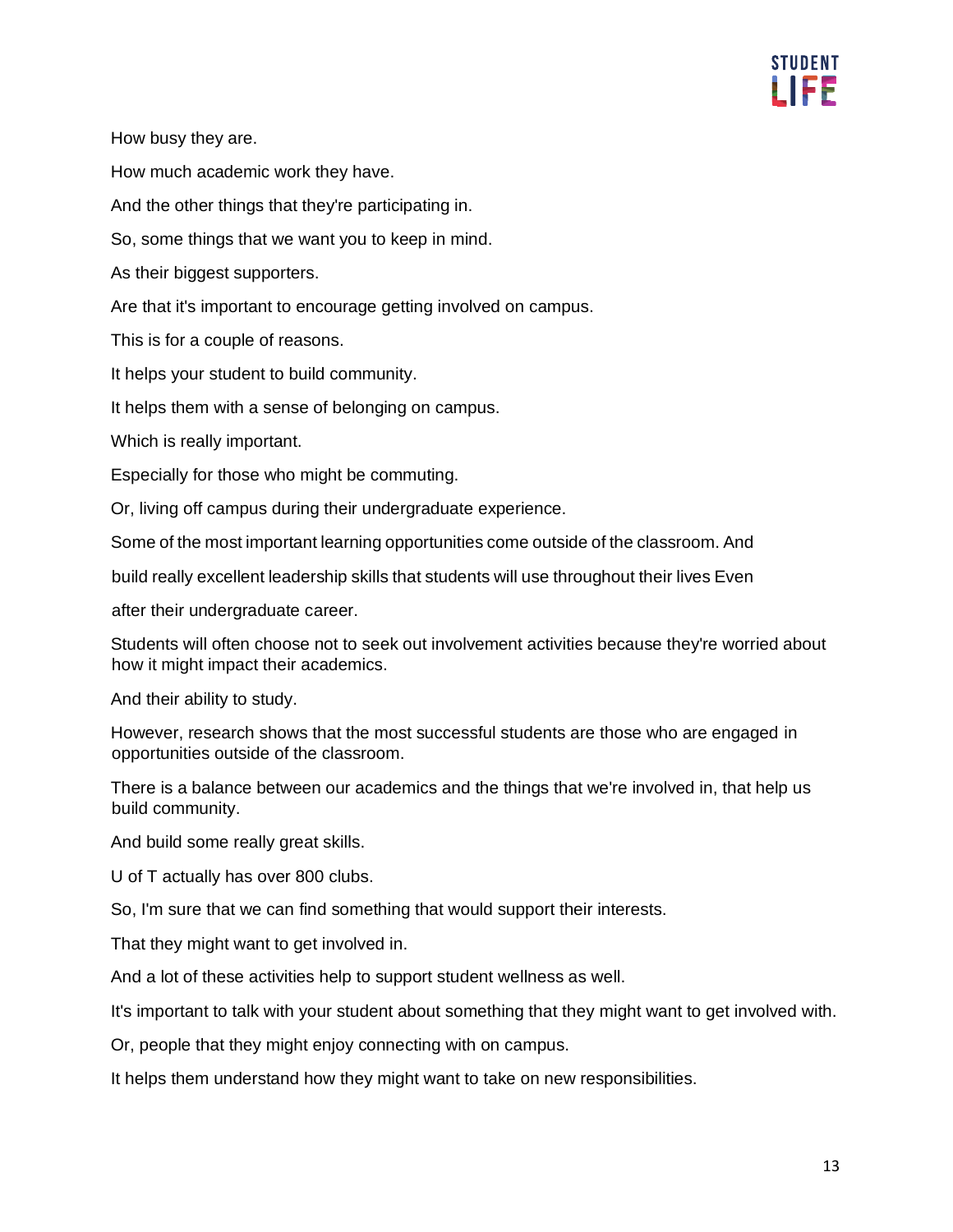How busy they are.

How much academic work they have.

And the other things that they're participating in.

So, some things that we want you to keep in mind.

As their biggest supporters.

Are that it's important to encourage getting involved on campus.

This is for a couple of reasons.

It helps your student to build community.

It helps them with a sense of belonging on campus.

Which is really important.

Especially for those who might be commuting.

Or, living off campus during their undergraduate experience.

Some of the most important learning opportunities come outside of the classroom. And

build really excellent leadership skills that students will use throughout their lives Even

after their undergraduate career.

Students will often choose not to seek out involvement activities because they're worried about how it might impact their academics.

And their ability to study.

However, research shows that the most successful students are those who are engaged in opportunities outside of the classroom.

There is a balance between our academics and the things that we're involved in, that help us build community.

And build some really great skills.

U of T actually has over 800 clubs.

So, I'm sure that we can find something that would support their interests.

That they might want to get involved in.

And a lot of these activities help to support student wellness as well.

It's important to talk with your student about something that they might want to get involved with.

Or, people that they might enjoy connecting with on campus.

It helps them understand how they might want to take on new responsibilities.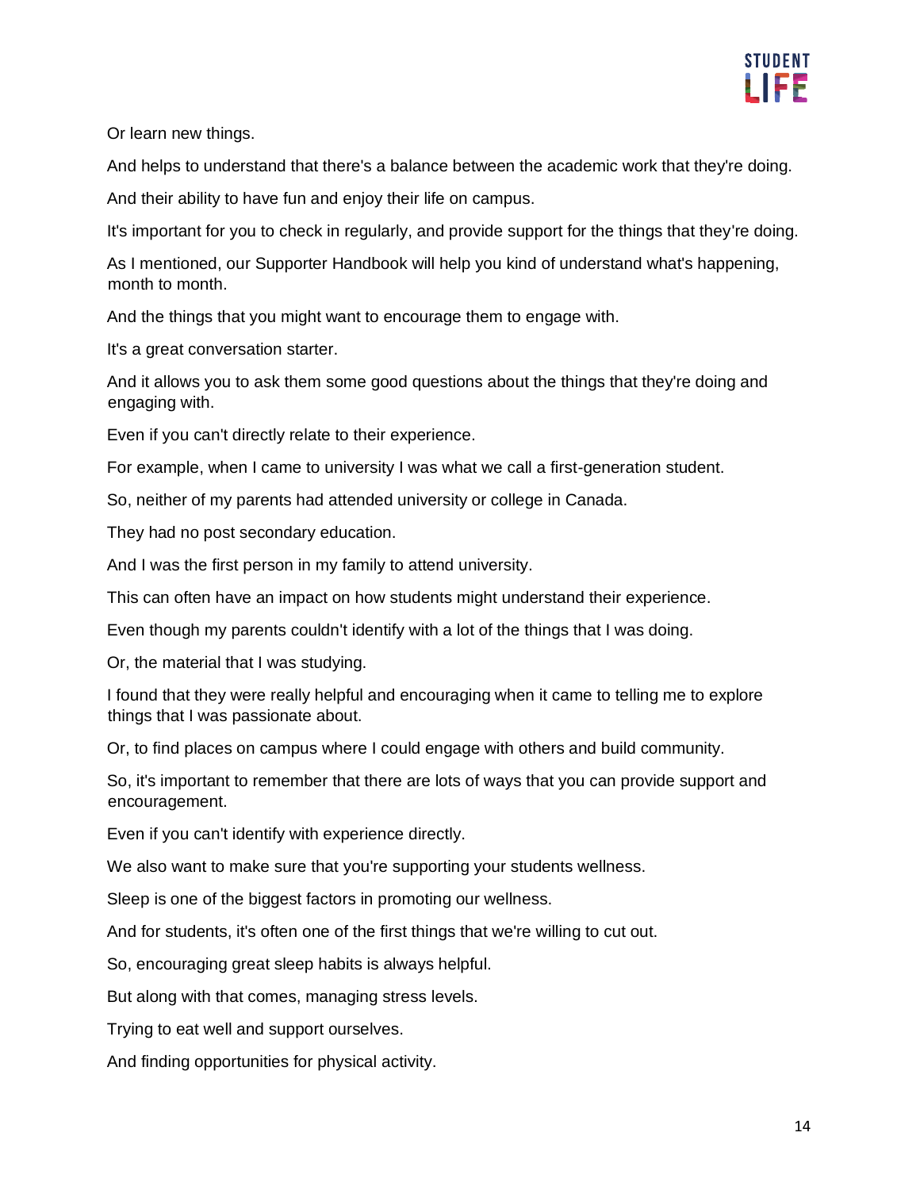Or learn new things.

And helps to understand that there's a balance between the academic work that they're doing.

And their ability to have fun and enjoy their life on campus.

It's important for you to check in regularly, and provide support for the things that they're doing.

As I mentioned, our Supporter Handbook will help you kind of understand what's happening, month to month.

And the things that you might want to encourage them to engage with.

It's a great conversation starter.

And it allows you to ask them some good questions about the things that they're doing and engaging with.

Even if you can't directly relate to their experience.

For example, when I came to university I was what we call a first-generation student.

So, neither of my parents had attended university or college in Canada.

They had no post secondary education.

And I was the first person in my family to attend university.

This can often have an impact on how students might understand their experience.

Even though my parents couldn't identify with a lot of the things that I was doing.

Or, the material that I was studying.

I found that they were really helpful and encouraging when it came to telling me to explore things that I was passionate about.

Or, to find places on campus where I could engage with others and build community.

So, it's important to remember that there are lots of ways that you can provide support and encouragement.

Even if you can't identify with experience directly.

We also want to make sure that you're supporting your students wellness.

Sleep is one of the biggest factors in promoting our wellness.

And for students, it's often one of the first things that we're willing to cut out.

So, encouraging great sleep habits is always helpful.

But along with that comes, managing stress levels.

Trying to eat well and support ourselves.

And finding opportunities for physical activity.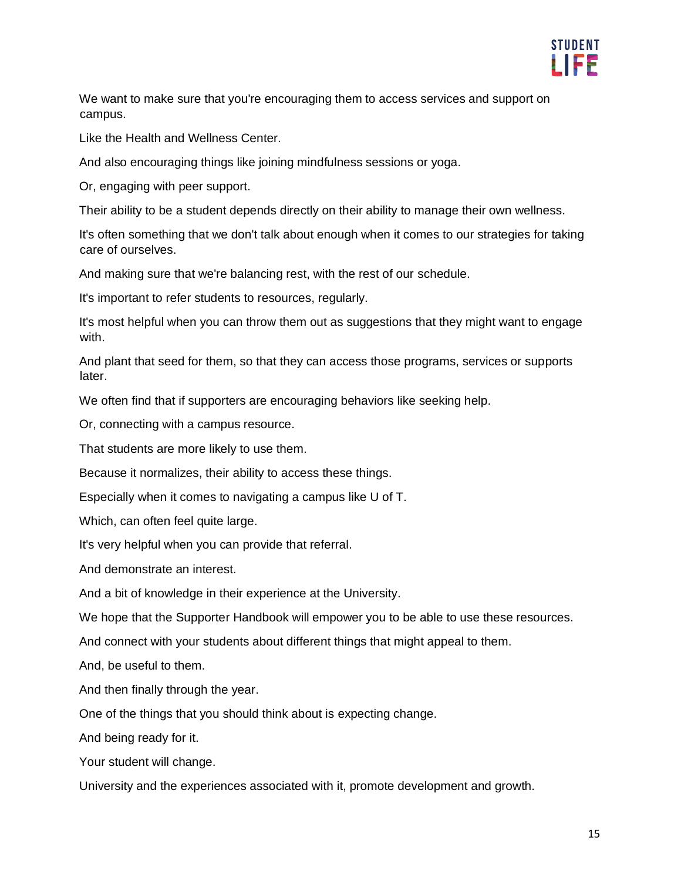We want to make sure that you're encouraging them to access services and support on campus.

Like the Health and Wellness Center.

And also encouraging things like joining mindfulness sessions or yoga.

Or, engaging with peer support.

Their ability to be a student depends directly on their ability to manage their own wellness.

It's often something that we don't talk about enough when it comes to our strategies for taking care of ourselves.

And making sure that we're balancing rest, with the rest of our schedule.

It's important to refer students to resources, regularly.

It's most helpful when you can throw them out as suggestions that they might want to engage with.

And plant that seed for them, so that they can access those programs, services or supports later.

We often find that if supporters are encouraging behaviors like seeking help.

Or, connecting with a campus resource.

That students are more likely to use them.

Because it normalizes, their ability to access these things.

Especially when it comes to navigating a campus like U of T.

Which, can often feel quite large.

It's very helpful when you can provide that referral.

And demonstrate an interest.

And a bit of knowledge in their experience at the University.

We hope that the Supporter Handbook will empower you to be able to use these resources.

And connect with your students about different things that might appeal to them.

And, be useful to them.

And then finally through the year.

One of the things that you should think about is expecting change.

And being ready for it.

Your student will change.

University and the experiences associated with it, promote development and growth.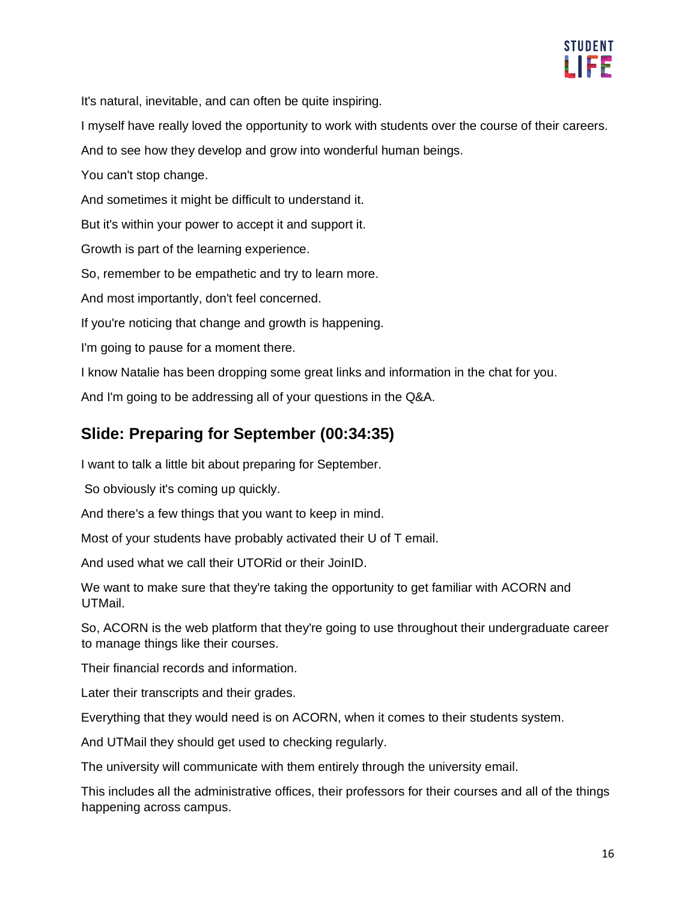It's natural, inevitable, and can often be quite inspiring.

I myself have really loved the opportunity to work with students over the course of their careers.

And to see how they develop and grow into wonderful human beings.

You can't stop change.

And sometimes it might be difficult to understand it.

But it's within your power to accept it and support it.

Growth is part of the learning experience.

So, remember to be empathetic and try to learn more.

And most importantly, don't feel concerned.

If you're noticing that change and growth is happening.

I'm going to pause for a moment there.

I know Natalie has been dropping some great links and information in the chat for you.

And I'm going to be addressing all of your questions in the Q&A.

## Slide: Preparing for September (00:34:35)

I want to talk a little bit about preparing for September.

So obviously it's coming up quickly.

And there's a few things that you want to keep in mind.

Most of your students have probably activated their U of T email.

And used what we call their UTORid or their JoinID.

We want to make sure that they're taking the opportunity to get familiar with ACORN and UTMail.

So, ACORN is the web platform that they're going to use throughout their undergraduate career to manage things like their courses.

Their financial records and information.

Later their transcripts and their grades.

Everything that they would need is on ACORN, when it comes to their students system.

And UTMail they should get used to checking regularly.

The university will communicate with them entirely through the university email.

This includes all the administrative offices, their professors for their courses and all of the things happening across campus.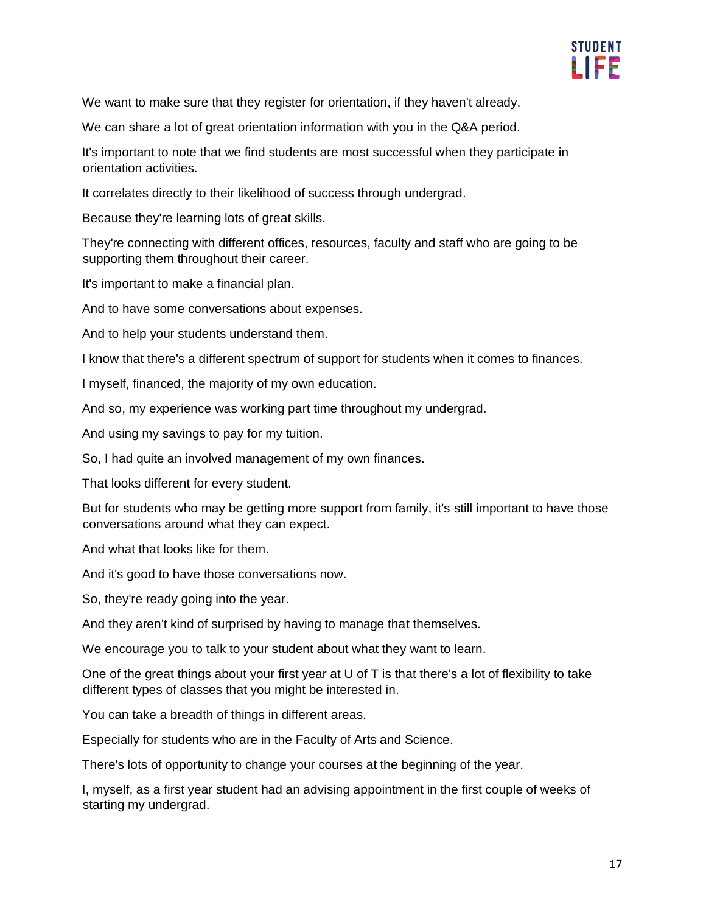We want to make sure that they register for orientation, if they haven't already.

We can share a lot of great orientation information with you in the Q&A period.

It's important to note that we find students are most successful when they participate in orientation activities.

It correlates directly to their likelihood of success through undergrad.

Because they're learning lots of great skills.

They're connecting with different offices, resources, faculty and staff who are going to be supporting them throughout their career.

It's important to make a financial plan.

And to have some conversations about expenses.

And to help your students understand them.

I know that there's a different spectrum of support for students when it comes to finances.

I myself, financed, the majority of my own education.

And so, my experience was working part time throughout my undergrad.

And using my savings to pay for my tuition.

So, I had quite an involved management of my own finances.

That looks different for every student.

But for students who may be getting more support from family, it's still important to have those conversations around what they can expect.

And what that looks like for them.

And it's good to have those conversations now.

So, they're ready going into the year.

And they aren't kind of surprised by having to manage that themselves.

We encourage you to talk to your student about what they want to learn.

One of the great things about your first year at U of T is that there's a lot of flexibility to take different types of classes that you might be interested in.

You can take a breadth of things in different areas.

Especially for students who are in the Faculty of Arts and Science.

There's lots of opportunity to change your courses at the beginning of the year.

I, myself, as a first year student had an advising appointment in the first couple of weeks of starting my undergrad.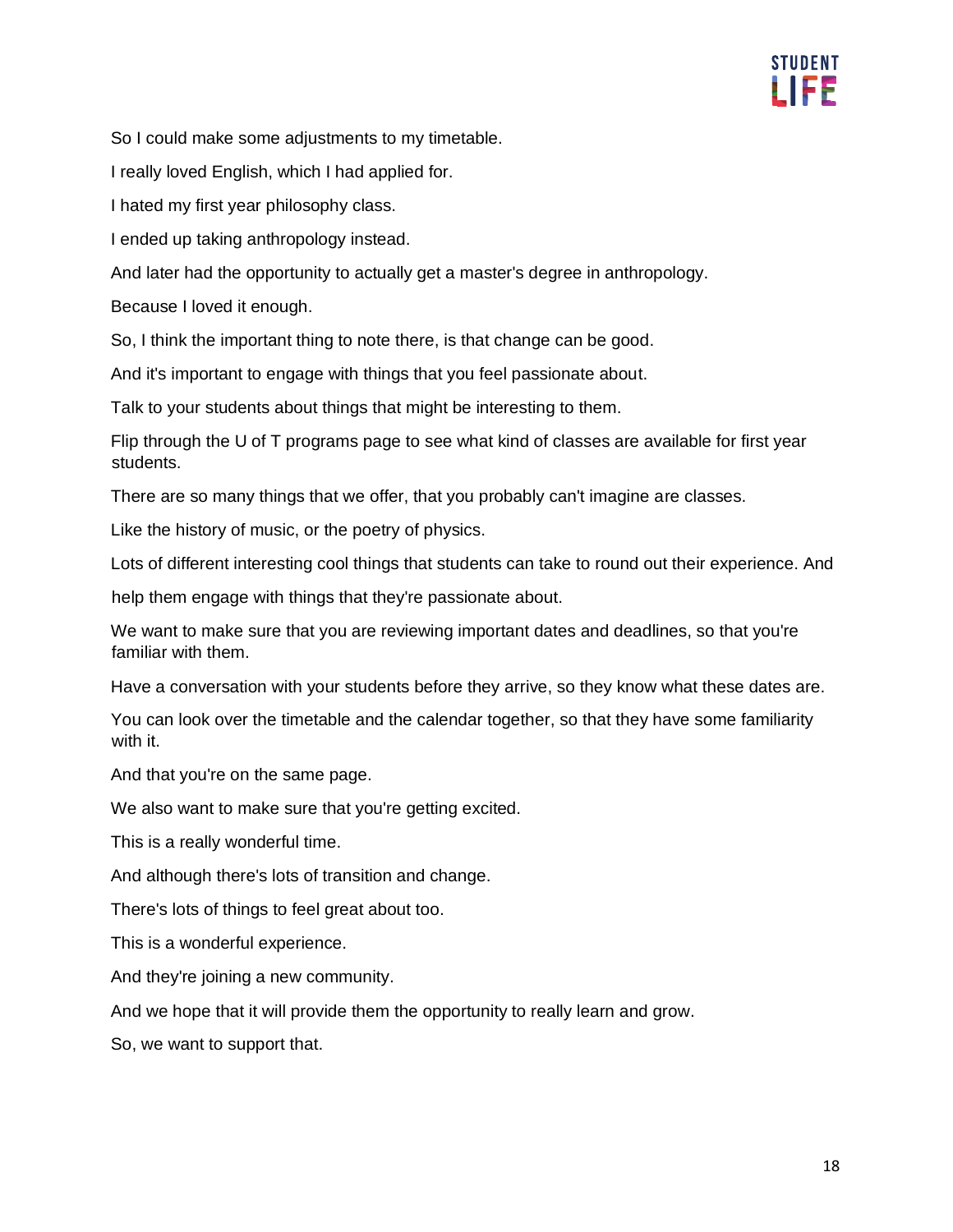So I could make some adjustments to my timetable.

I really loved English, which I had applied for.

I hated my first year philosophy class.

I ended up taking anthropology instead.

And later had the opportunity to actually get a master's degree in anthropology.

Because I loved it enough.

So, I think the important thing to note there, is that change can be good.

And it's important to engage with things that you feel passionate about.

Talk to your students about things that might be interesting to them.

Flip through the U of T programs page to see what kind of classes are available for first year students.

There are so many things that we offer, that you probably can't imagine are classes.

Like the history of music, or the poetry of physics.

Lots of different interesting cool things that students can take to round out their experience. And

help them engage with things that they're passionate about.

We want to make sure that you are reviewing important dates and deadlines, so that you're familiar with them.

Have a conversation with your students before they arrive, so they know what these dates are.

You can look over the timetable and the calendar together, so that they have some familiarity with it.

And that you're on the same page.

We also want to make sure that you're getting excited.

This is a really wonderful time.

And although there's lots of transition and change.

There's lots of things to feel great about too.

This is a wonderful experience.

And they're joining a new community.

And we hope that it will provide them the opportunity to really learn and grow.

So, we want to support that.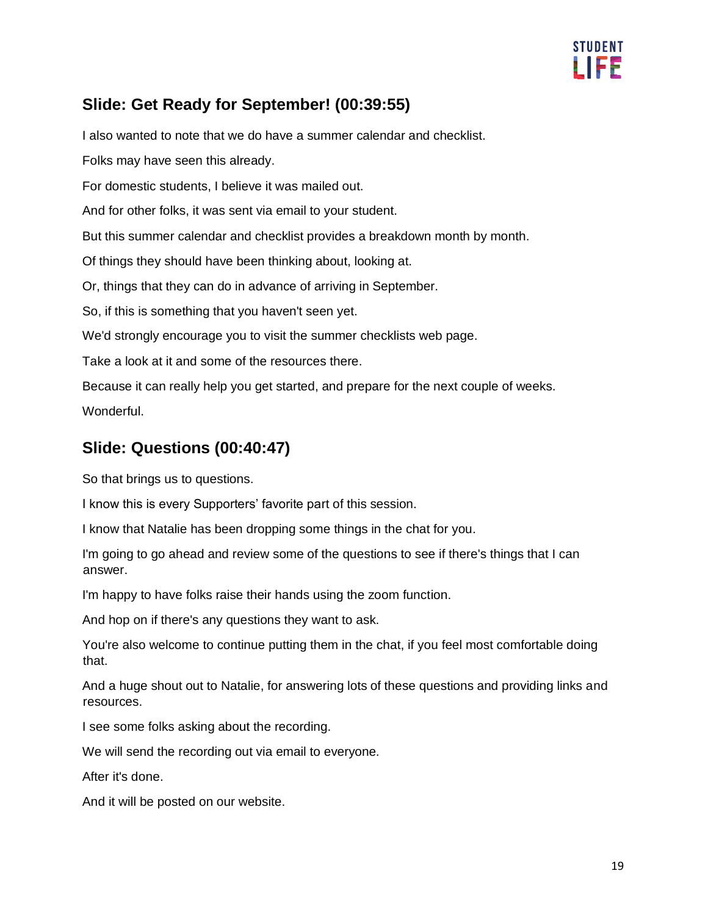## Slide: Get Ready for September! (00:39:55)

I also wanted to note that we do have a summer calendar and checklist.

Folks may have seen this already.

For domestic students, I believe it was mailed out.

And for other folks, it was sent via email to your student.

But this summer calendar and checklist provides a breakdown month by month.

Of things they should have been thinking about, looking at.

Or, things that they can do in advance of arriving in September.

So, if this is something that you haven't seen yet.

We'd strongly encourage you to visit the summer checklists web page.

Take a look at it and some of the resources there.

Because it can really help you get started, and prepare for the next couple of weeks.

Wonderful.

## Slide: Questions (00:40:47)

So that brings us to questions.

I know this is every Supporters' favorite part of this session.

I know that Natalie has been dropping some things in the chat for you.

I'm going to go ahead and review some of the questions to see if there's things that I can answer.

I'm happy to have folks raise their hands using the zoom function.

And hop on if there's any questions they want to ask.

You're also welcome to continue putting them in the chat, if you feel most comfortable doing that.

And a huge shout out to Natalie, for answering lots of these questions and providing links and resources.

I see some folks asking about the recording.

We will send the recording out via email to everyone.

After it's done.

And it will be posted on our website.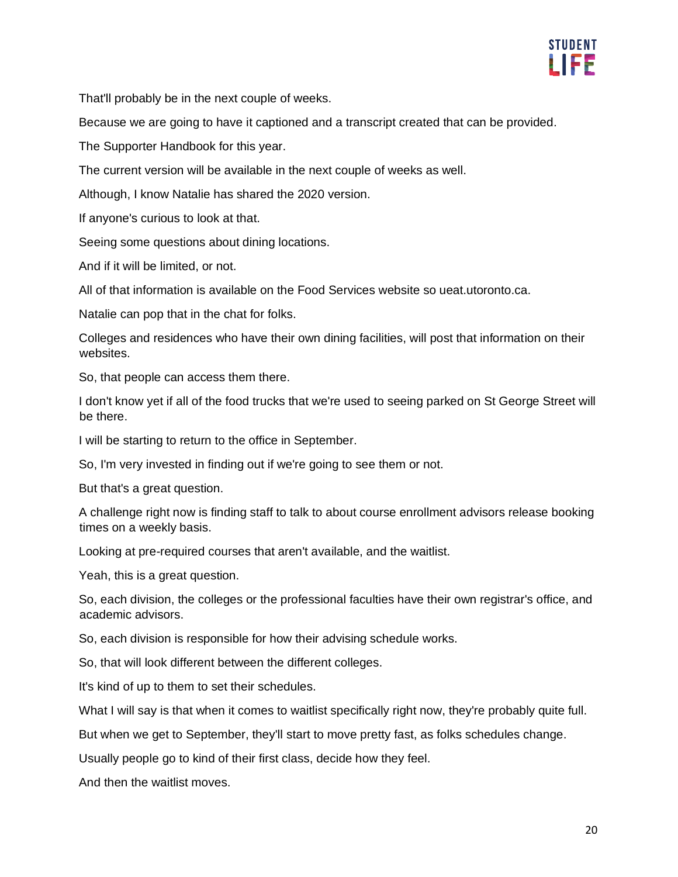That'll probably be in the next couple of weeks.

Because we are going to have it captioned and a transcript created that can be provided.

The Supporter Handbook for this year.

The current version will be available in the next couple of weeks as well.

Although, I know Natalie has shared the 2020 version.

If anyone's curious to look at that.

Seeing some questions about dining locations.

And if it will be limited, or not.

All of that information is available on the Food Services website so ueat.utoronto.ca.

Natalie can pop that in the chat for folks.

Colleges and residences who have their own dining facilities, will post that information on their websites.

So, that people can access them there.

I don't know yet if all of the food trucks that we're used to seeing parked on St George Street will be there.

I will be starting to return to the office in September.

So, I'm very invested in finding out if we're going to see them or not.

But that's a great question.

A challenge right now is finding staff to talk to about course enrollment advisors release booking times on a weekly basis.

Looking at pre-required courses that aren't available, and the waitlist.

Yeah, this is a great question.

So, each division, the colleges or the professional faculties have their own registrar's office, and academic advisors.

So, each division is responsible for how their advising schedule works.

So, that will look different between the different colleges.

It's kind of up to them to set their schedules.

What I will say is that when it comes to waitlist specifically right now, they're probably quite full.

But when we get to September, they'll start to move pretty fast, as folks schedules change.

Usually people go to kind of their first class, decide how they feel.

And then the waitlist moves.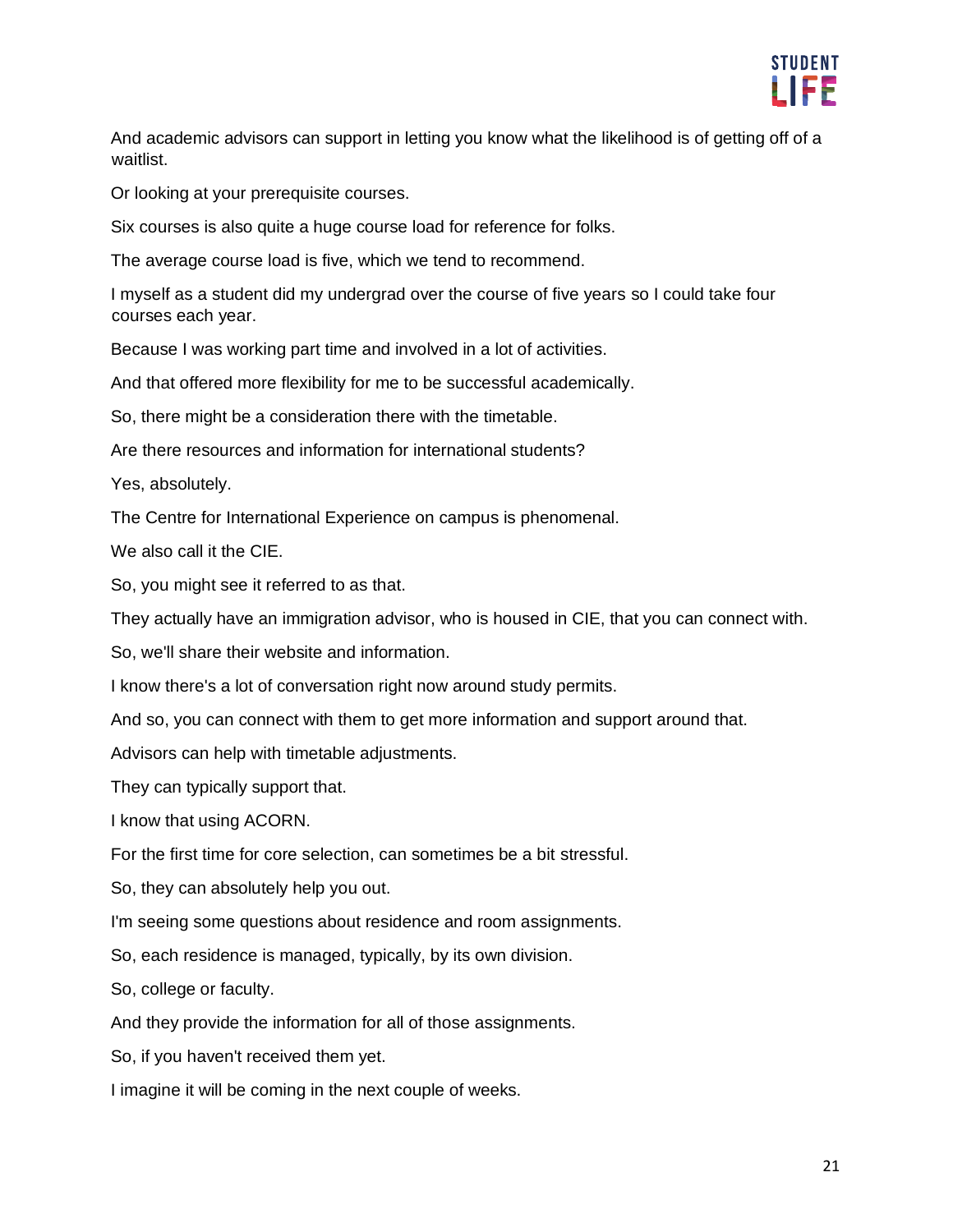And academic advisors can support in letting you know what the likelihood is of getting off of a waitlist.

Or looking at your prerequisite courses.

Six courses is also quite a huge course load for reference for folks.

The average course load is five, which we tend to recommend.

I myself as a student did my undergrad over the course of five years so I could take four courses each year.

Because I was working part time and involved in a lot of activities.

And that offered more flexibility for me to be successful academically.

So, there might be a consideration there with the timetable.

Are there resources and information for international students?

Yes, absolutely.

The Centre for International Experience on campus is phenomenal.

We also call it the CIE.

So, you might see it referred to as that.

They actually have an immigration advisor, who is housed in CIE, that you can connect with.

So, we'll share their website and information.

I know there's a lot of conversation right now around study permits.

And so, you can connect with them to get more information and support around that.

Advisors can help with timetable adjustments.

They can typically support that.

I know that using ACORN.

For the first time for core selection, can sometimes be a bit stressful.

So, they can absolutely help you out.

I'm seeing some questions about residence and room assignments.

So, each residence is managed, typically, by its own division.

So, college or faculty.

And they provide the information for all of those assignments.

So, if you haven't received them yet.

I imagine it will be coming in the next couple of weeks.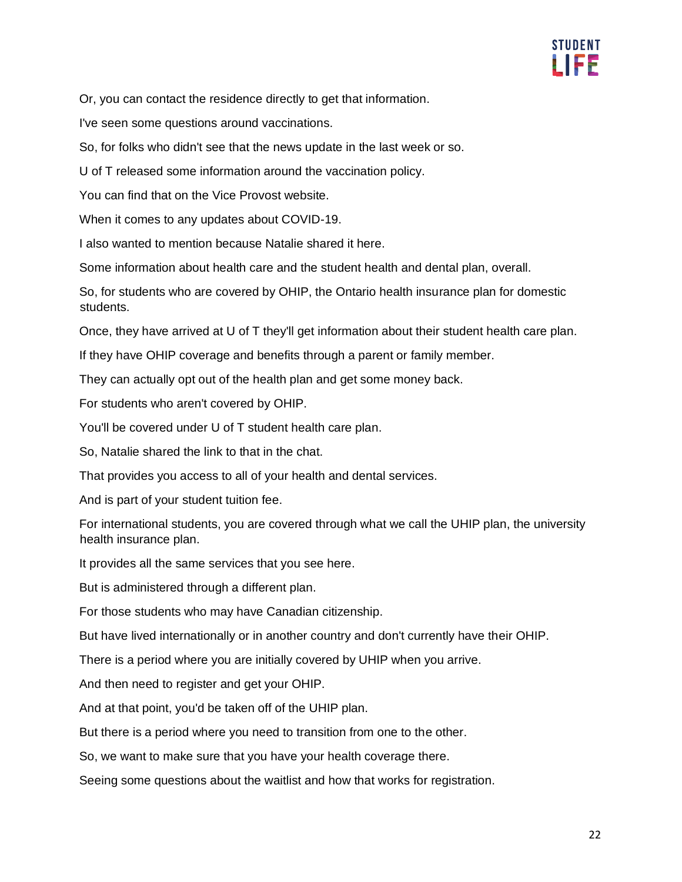Or, you can contact the residence directly to get that information.

I've seen some questions around vaccinations.

So, for folks who didn't see that the news update in the last week or so.

U of T released some information around the vaccination policy.

You can find that on the Vice Provost website.

When it comes to any updates about COVID-19.

I also wanted to mention because Natalie shared it here.

Some information about health care and the student health and dental plan, overall.

So, for students who are covered by OHIP, the Ontario health insurance plan for domestic students.

Once, they have arrived at U of T they'll get information about their student health care plan.

If they have OHIP coverage and benefits through a parent or family member.

They can actually opt out of the health plan and get some money back.

For students who aren't covered by OHIP.

You'll be covered under U of T student health care plan.

So, Natalie shared the link to that in the chat.

That provides you access to all of your health and dental services.

And is part of your student tuition fee.

For international students, you are covered through what we call the UHIP plan, the university health insurance plan.

It provides all the same services that you see here.

But is administered through a different plan.

For those students who may have Canadian citizenship.

But have lived internationally or in another country and don't currently have their OHIP.

There is a period where you are initially covered by UHIP when you arrive.

And then need to register and get your OHIP.

And at that point, you'd be taken off of the UHIP plan.

But there is a period where you need to transition from one to the other.

So, we want to make sure that you have your health coverage there.

Seeing some questions about the waitlist and how that works for registration.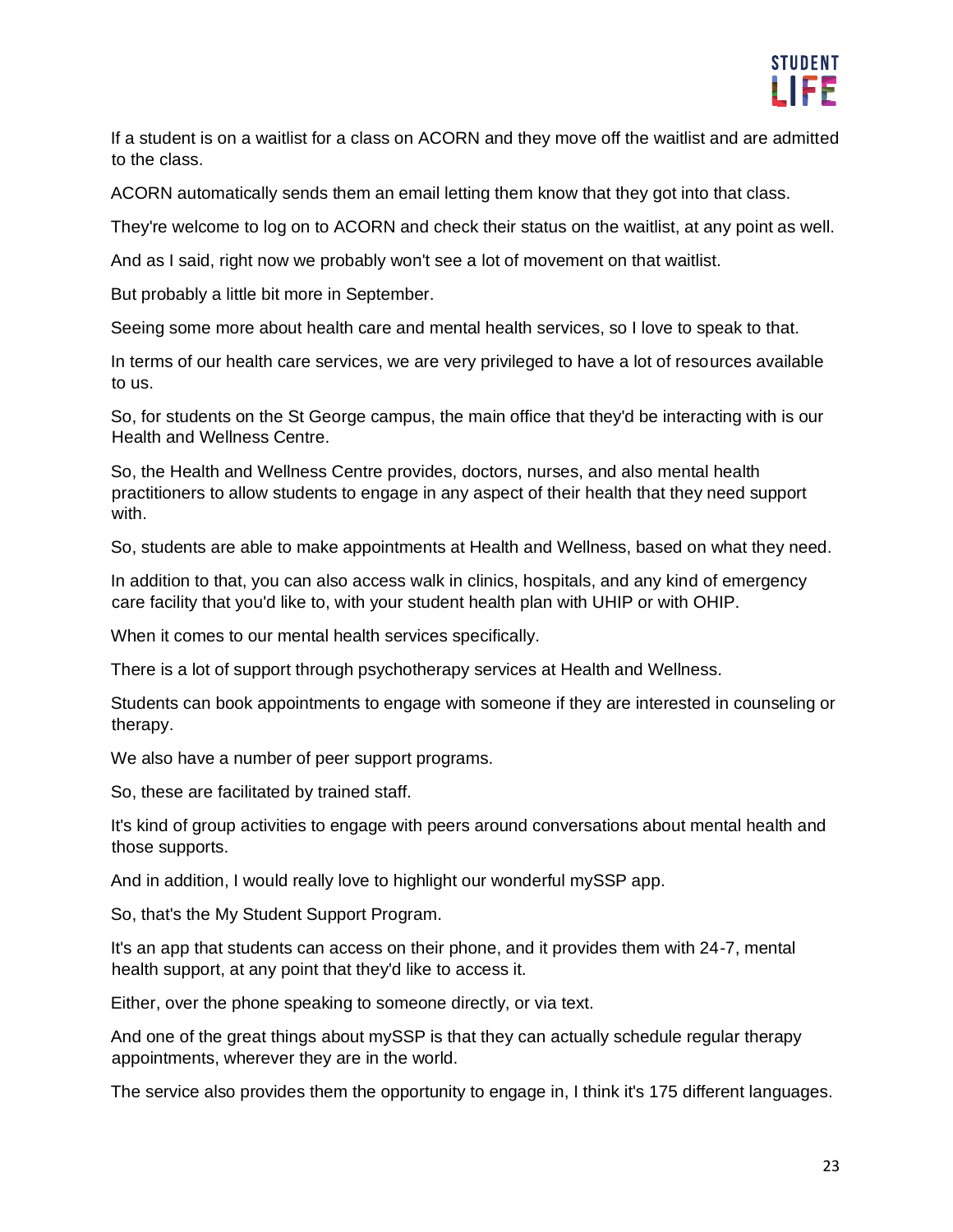If a student is on a waitlist for a class on ACORN and they move off the waitlist and are admitted to the class.

ACORN automatically sends them an email letting them know that they got into that class.

They're welcome to log on to ACORN and check their status on the waitlist, at any point as well.

And as I said, right now we probably won't see a lot of movement on that waitlist.

But probably a little bit more in September.

Seeing some more about health care and mental health services, so I love to speak to that.

In terms of our health care services, we are very privileged to have a lot of resources available to us.

So, for students on the St George campus, the main office that they'd be interacting with is our Health and Wellness Centre.

So, the Health and Wellness Centre provides, doctors, nurses, and also mental health practitioners to allow students to engage in any aspect of their health that they need support with.

So, students are able to make appointments at Health and Wellness, based on what they need.

In addition to that, you can also access walk in clinics, hospitals, and any kind of emergency care facility that you'd like to, with your student health plan with UHIP or with OHIP.

When it comes to our mental health services specifically.

There is a lot of support through psychotherapy services at Health and Wellness.

Students can book appointments to engage with someone if they are interested in counseling or therapy.

We also have a number of peer support programs.

So, these are facilitated by trained staff.

It's kind of group activities to engage with peers around conversations about mental health and those supports.

And in addition, I would really love to highlight our wonderful mySSP app.

So, that's the My Student Support Program.

It's an app that students can access on their phone, and it provides them with 24-7, mental health support, at any point that they'd like to access it.

Either, over the phone speaking to someone directly, or via text.

And one of the great things about mySSP is that they can actually schedule regular therapy appointments, wherever they are in the world.

The service also provides them the opportunity to engage in, I think it's 175 different languages.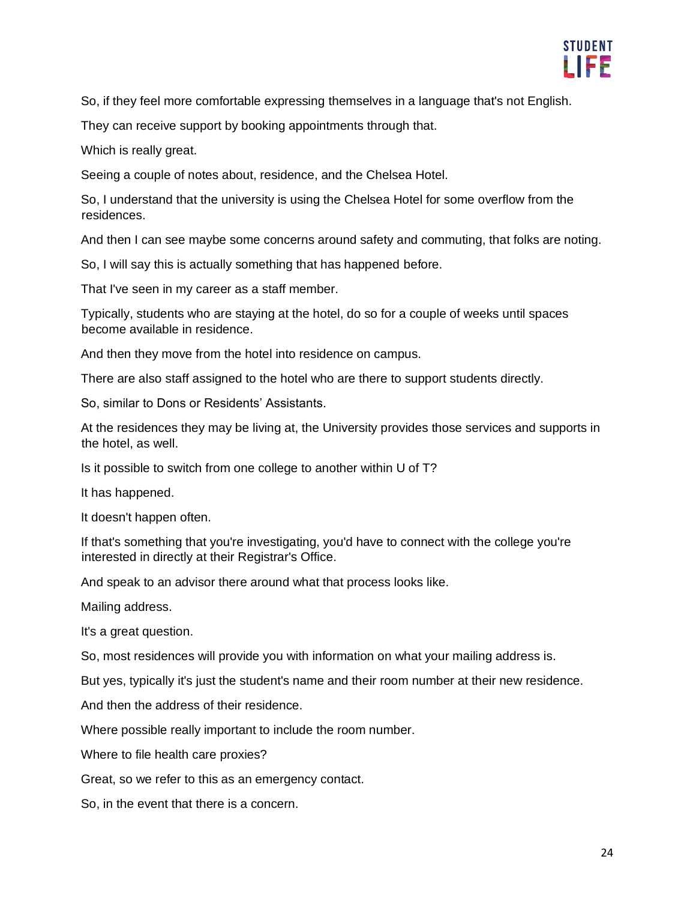So, if they feel more comfortable expressing themselves in a language that's not English.

They can receive support by booking appointments through that.

Which is really great.

Seeing a couple of notes about, residence, and the Chelsea Hotel.

So, I understand that the university is using the Chelsea Hotel for some overflow from the residences.

And then I can see maybe some concerns around safety and commuting, that folks are noting.

So, I will say this is actually something that has happened before.

That I've seen in my career as a staff member.

Typically, students who are staying at the hotel, do so for a couple of weeks until spaces become available in residence.

And then they move from the hotel into residence on campus.

There are also staff assigned to the hotel who are there to support students directly.

So, similar to Dons or Residents' Assistants.

At the residences they may be living at, the University provides those services and supports in the hotel, as well.

Is it possible to switch from one college to another within U of T?

It has happened.

It doesn't happen often.

If that's something that you're investigating, you'd have to connect with the college you're interested in directly at their Registrar's Office.

And speak to an advisor there around what that process looks like.

Mailing address.

It's a great question.

So, most residences will provide you with information on what your mailing address is.

But yes, typically it's just the student's name and their room number at their new residence.

And then the address of their residence.

Where possible really important to include the room number.

Where to file health care proxies?

Great, so we refer to this as an emergency contact.

So, in the event that there is a concern.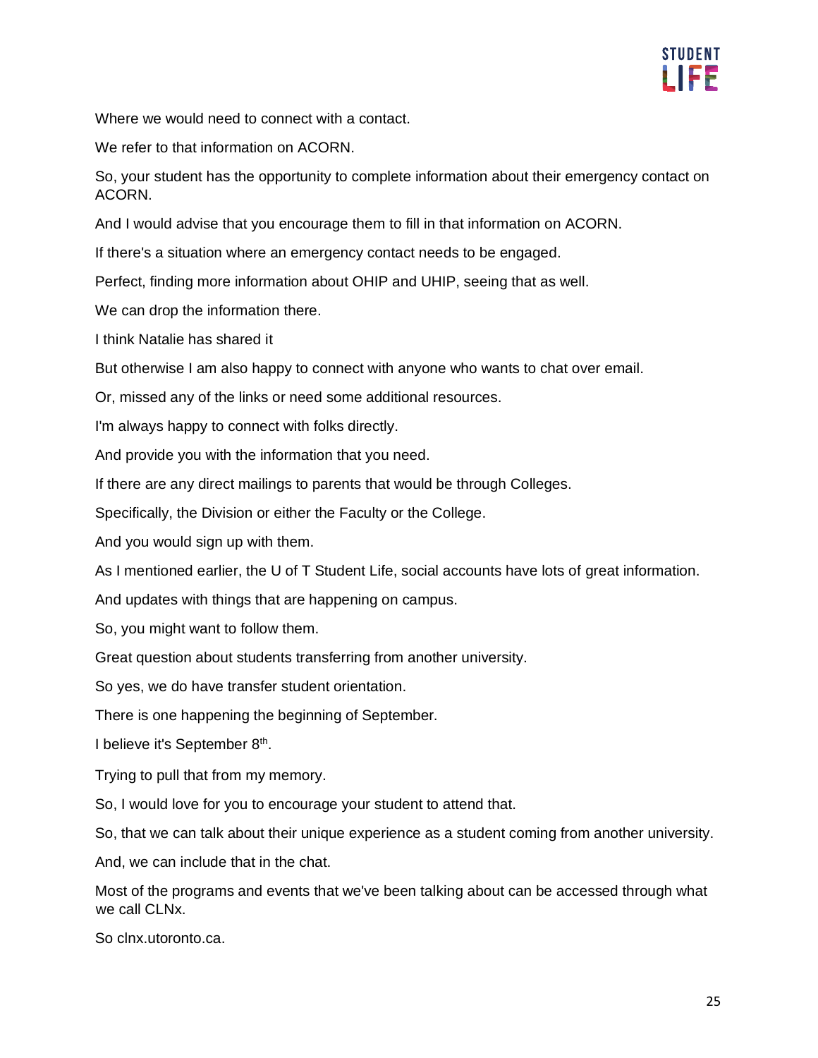Where we would need to connect with a contact.

We refer to that information on ACORN.

So, your student has the opportunity to complete information about their emergency contact on ACORN.

And I would advise that you encourage them to fill in that information on ACORN.

If there's a situation where an emergency contact needs to be engaged.

Perfect, finding more information about OHIP and UHIP, seeing that as well.

We can drop the information there.

I think Natalie has shared it

But otherwise I am also happy to connect with anyone who wants to chat over email.

Or, missed any of the links or need some additional resources.

I'm always happy to connect with folks directly.

And provide you with the information that you need.

If there are any direct mailings to parents that would be through Colleges.

Specifically, the Division or either the Faculty or the College.

And you would sign up with them.

As I mentioned earlier, the U of T Student Life, social accounts have lots of great information.

And updates with things that are happening on campus.

So, you might want to follow them.

Great question about students transferring from another university.

So yes, we do have transfer student orientation.

There is one happening the beginning of September.

I believe it's September 8th.

Trying to pull that from my memory.

So, I would love for you to encourage your student to attend that.

So, that we can talk about their unique experience as a student coming from another university.

And, we can include that in the chat.

Most of the programs and events that we've been talking about can be accessed through what we call CLNx.

So clnx.utoronto.ca.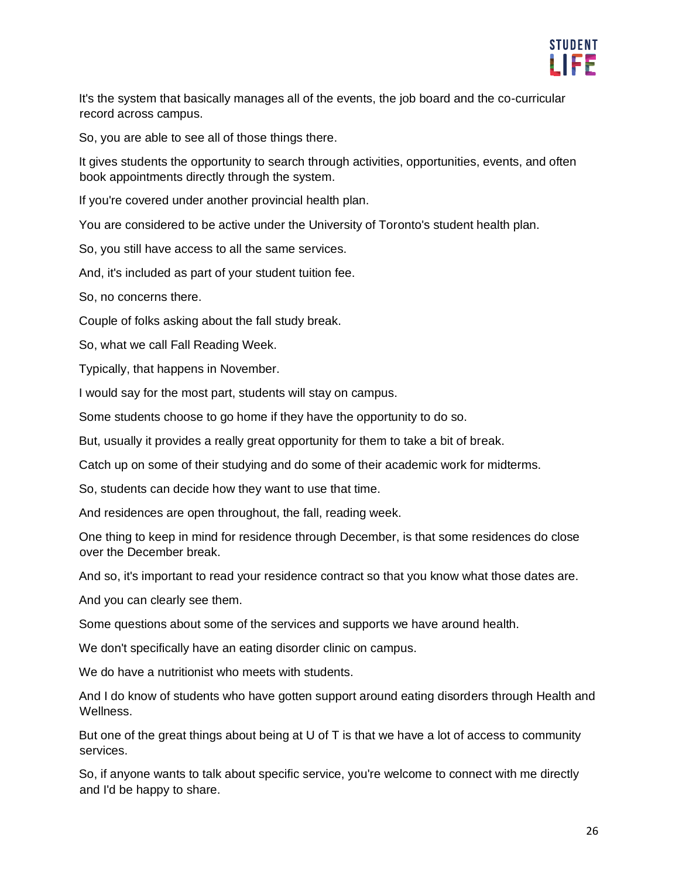It's the system that basically manages all of the events, the job board and the co-curricular record across campus.

So, you are able to see all of those things there.

It gives students the opportunity to search through activities, opportunities, events, and often book appointments directly through the system.

If you're covered under another provincial health plan.

You are considered to be active under the University of Toronto's student health plan.

So, you still have access to all the same services.

And, it's included as part of your student tuition fee.

So, no concerns there.

Couple of folks asking about the fall study break.

So, what we call Fall Reading Week.

Typically, that happens in November.

I would say for the most part, students will stay on campus.

Some students choose to go home if they have the opportunity to do so.

But, usually it provides a really great opportunity for them to take a bit of break.

Catch up on some of their studying and do some of their academic work for midterms.

So, students can decide how they want to use that time.

And residences are open throughout, the fall, reading week.

One thing to keep in mind for residence through December, is that some residences do close over the December break.

And so, it's important to read your residence contract so that you know what those dates are.

And you can clearly see them.

Some questions about some of the services and supports we have around health.

We don't specifically have an eating disorder clinic on campus.

We do have a nutritionist who meets with students.

And I do know of students who have gotten support around eating disorders through Health and Wellness.

But one of the great things about being at U of T is that we have a lot of access to community services.

So, if anyone wants to talk about specific service, you're welcome to connect with me directly and I'd be happy to share.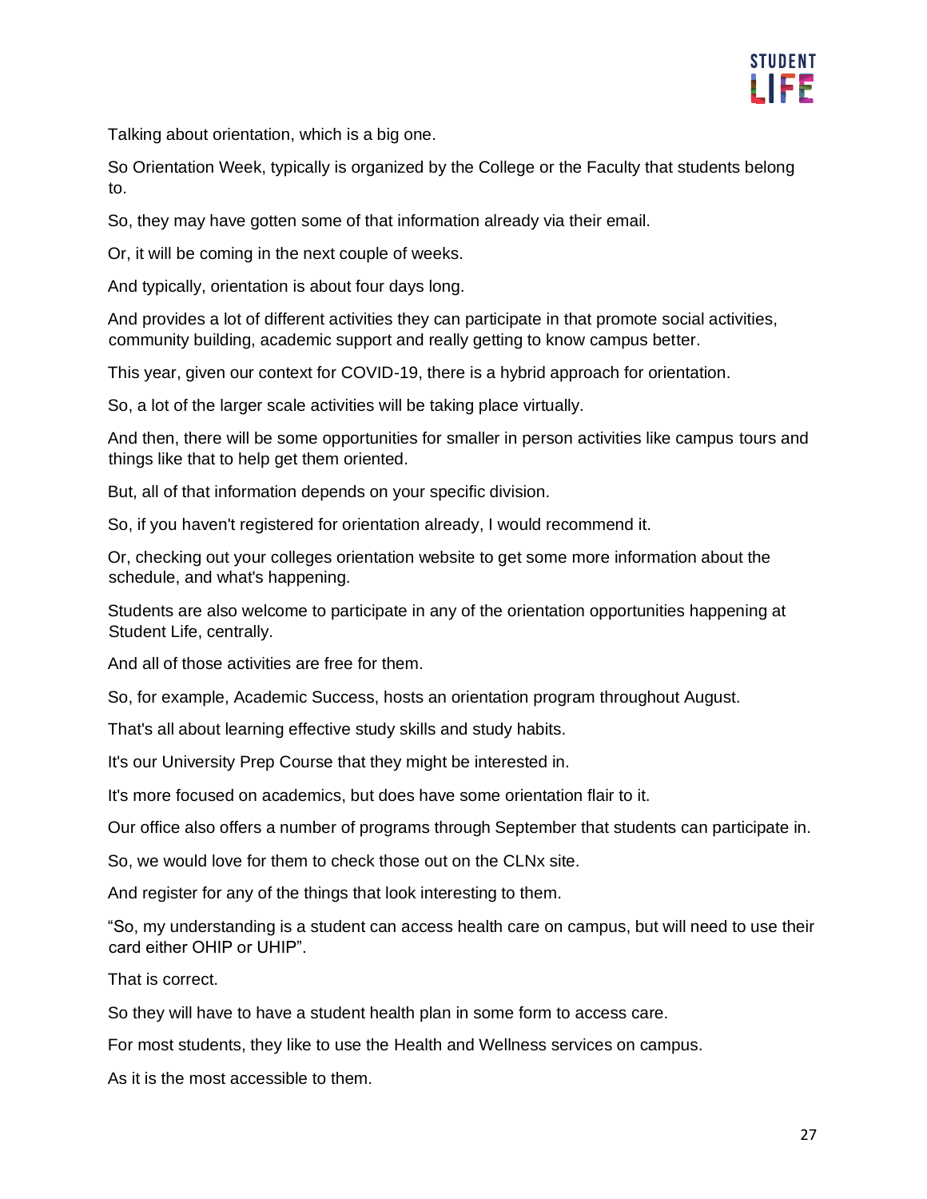Talking about orientation, which is a big one.

So Orientation Week, typically is organized by the College or the Faculty that students belong to.

So, they may have gotten some of that information already via their email.

Or, it will be coming in the next couple of weeks.

And typically, orientation is about four days long.

And provides a lot of different activities they can participate in that promote social activities, community building, academic support and really getting to know campus better.

This year, given our context for COVID-19, there is a hybrid approach for orientation.

So, a lot of the larger scale activities will be taking place virtually.

And then, there will be some opportunities for smaller in person activities like campus tours and things like that to help get them oriented.

But, all of that information depends on your specific division.

So, if you haven't registered for orientation already, I would recommend it.

Or, checking out your colleges orientation website to get some more information about the schedule, and what's happening.

Students are also welcome to participate in any of the orientation opportunities happening at Student Life, centrally.

And all of those activities are free for them.

So, for example, Academic Success, hosts an orientation program throughout August.

That's all about learning effective study skills and study habits.

It's our University Prep Course that they might be interested in.

It's more focused on academics, but does have some orientation flair to it.

Our office also offers a number of programs through September that students can participate in.

So, we would love for them to check those out on the CLNx site.

And register for any of the things that look interesting to them.

"So, my understanding is a student can access health care on campus, but will need to use their card either OHIP or UHIP".

That is correct.

So they will have to have a student health plan in some form to access care.

For most students, they like to use the Health and Wellness services on campus.

As it is the most accessible to them.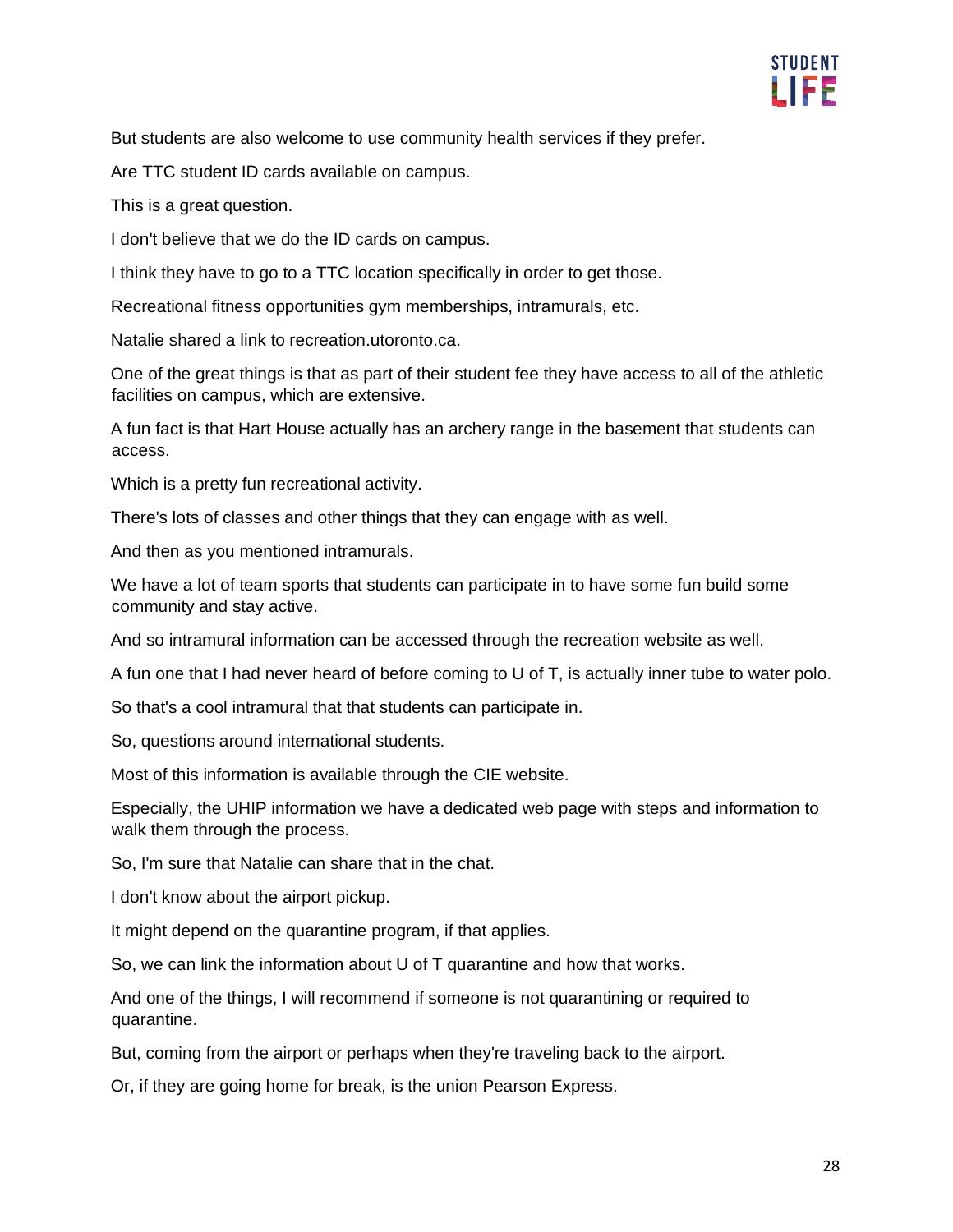But students are also welcome to use community health services if they prefer.

Are TTC student ID cards available on campus.

This is a great question.

I don't believe that we do the ID cards on campus.

I think they have to go to a TTC location specifically in order to get those.

Recreational fitness opportunities gym memberships, intramurals, etc.

Natalie shared a link to recreation.utoronto.ca.

One of the great things is that as part of their student fee they have access to all of the athletic facilities on campus, which are extensive.

A fun fact is that Hart House actually has an archery range in the basement that students can access.

Which is a pretty fun recreational activity.

There's lots of classes and other things that they can engage with as well.

And then as you mentioned intramurals.

We have a lot of team sports that students can participate in to have some fun build some community and stay active.

And so intramural information can be accessed through the recreation website as well.

A fun one that I had never heard of before coming to U of T, is actually inner tube to water polo.

So that's a cool intramural that that students can participate in.

So, questions around international students.

Most of this information is available through the CIE website.

Especially, the UHIP information we have a dedicated web page with steps and information to walk them through the process.

So, I'm sure that Natalie can share that in the chat.

I don't know about the airport pickup.

It might depend on the quarantine program, if that applies.

So, we can link the information about U of T quarantine and how that works.

And one of the things, I will recommend if someone is not quarantining or required to quarantine.

But, coming from the airport or perhaps when they're traveling back to the airport.

Or, if they are going home for break, is the union Pearson Express.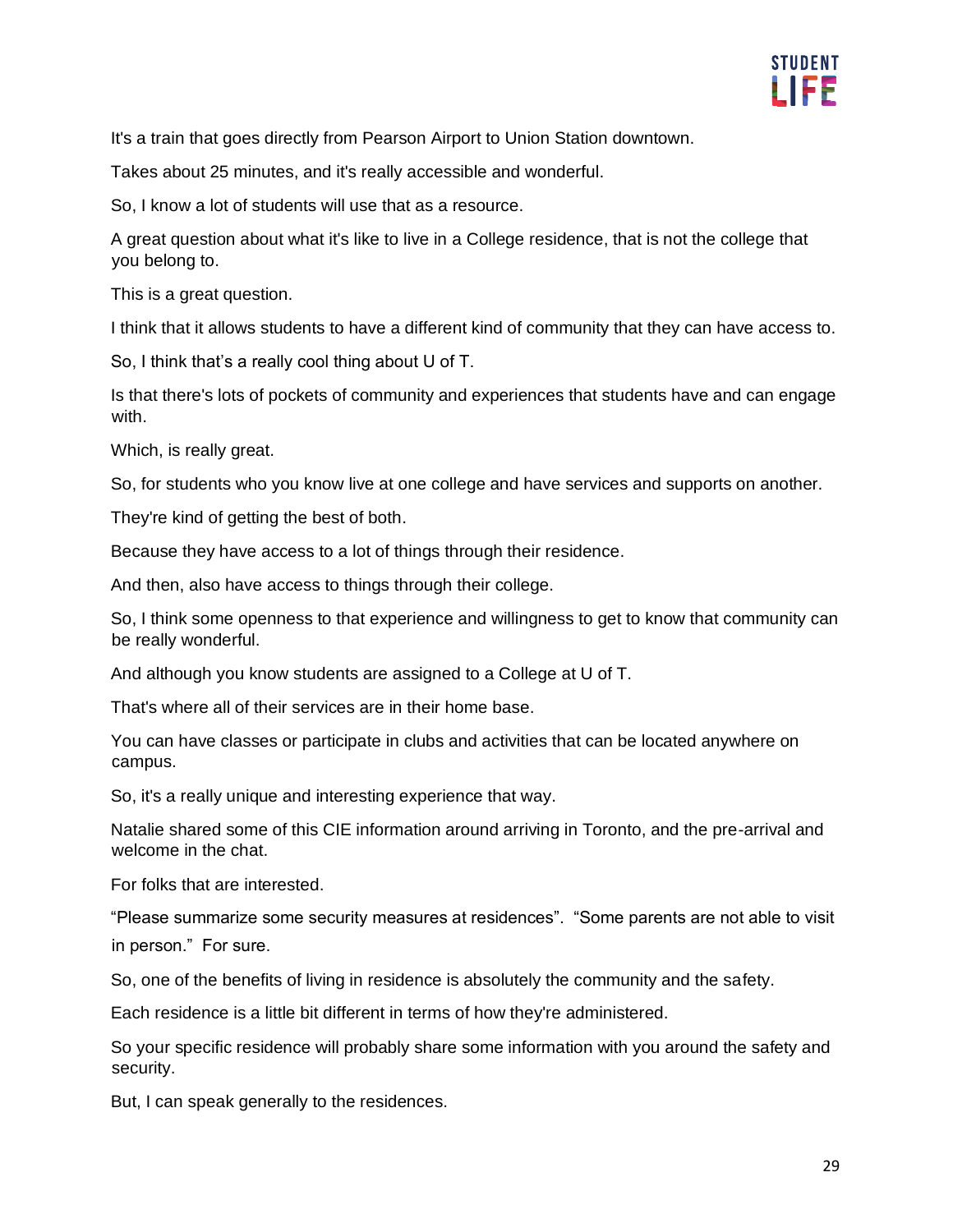It's a train that goes directly from Pearson Airport to Union Station downtown.

Takes about 25 minutes, and it's really accessible and wonderful.

So, I know a lot of students will use that as a resource.

A great question about what it's like to live in a College residence, that is not the college that you belong to.

This is a great question.

I think that it allows students to have a different kind of community that they can have access to.

So, I think that's a really cool thing about U of T.

Is that there's lots of pockets of community and experiences that students have and can engage with.

Which, is really great.

So, for students who you know live at one college and have services and supports on another.

They're kind of getting the best of both.

Because they have access to a lot of things through their residence.

And then, also have access to things through their college.

So, I think some openness to that experience and willingness to get to know that community can be really wonderful.

And although you know students are assigned to a College at U of T.

That's where all of their services are in their home base.

You can have classes or participate in clubs and activities that can be located anywhere on campus.

So, it's a really unique and interesting experience that way.

Natalie shared some of this CIE information around arriving in Toronto, and the pre-arrival and welcome in the chat.

For folks that are interested.

"Please summarize some security measures at residences". "Some parents are not able to visit in person." For sure.

So, one of the benefits of living in residence is absolutely the community and the safety.

Each residence is a little bit different in terms of how they're administered.

So your specific residence will probably share some information with you around the safety and security.

But, I can speak generally to the residences.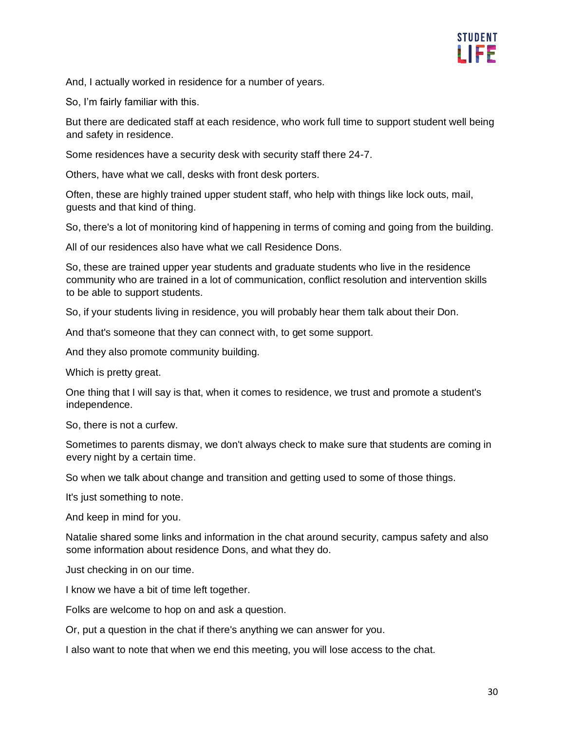And, I actually worked in residence for a number of years.

So, I'm fairly familiar with this.

But there are dedicated staff at each residence, who work full time to support student well being and safety in residence.

Some residences have a security desk with security staff there 24-7.

Others, have what we call, desks with front desk porters.

Often, these are highly trained upper student staff, who help with things like lock outs, mail, guests and that kind of thing.

So, there's a lot of monitoring kind of happening in terms of coming and going from the building.

All of our residences also have what we call Residence Dons.

So, these are trained upper year students and graduate students who live in the residence community who are trained in a lot of communication, conflict resolution and intervention skills to be able to support students.

So, if your students living in residence, you will probably hear them talk about their Don.

And that's someone that they can connect with, to get some support.

And they also promote community building.

Which is pretty great.

One thing that I will say is that, when it comes to residence, we trust and promote a student's independence.

So, there is not a curfew.

Sometimes to parents dismay, we don't always check to make sure that students are coming in every night by a certain time.

So when we talk about change and transition and getting used to some of those things.

It's just something to note.

And keep in mind for you.

Natalie shared some links and information in the chat around security, campus safety and also some information about residence Dons, and what they do.

Just checking in on our time.

I know we have a bit of time left together.

Folks are welcome to hop on and ask a question.

Or, put a question in the chat if there's anything we can answer for you.

I also want to note that when we end this meeting, you will lose access to the chat.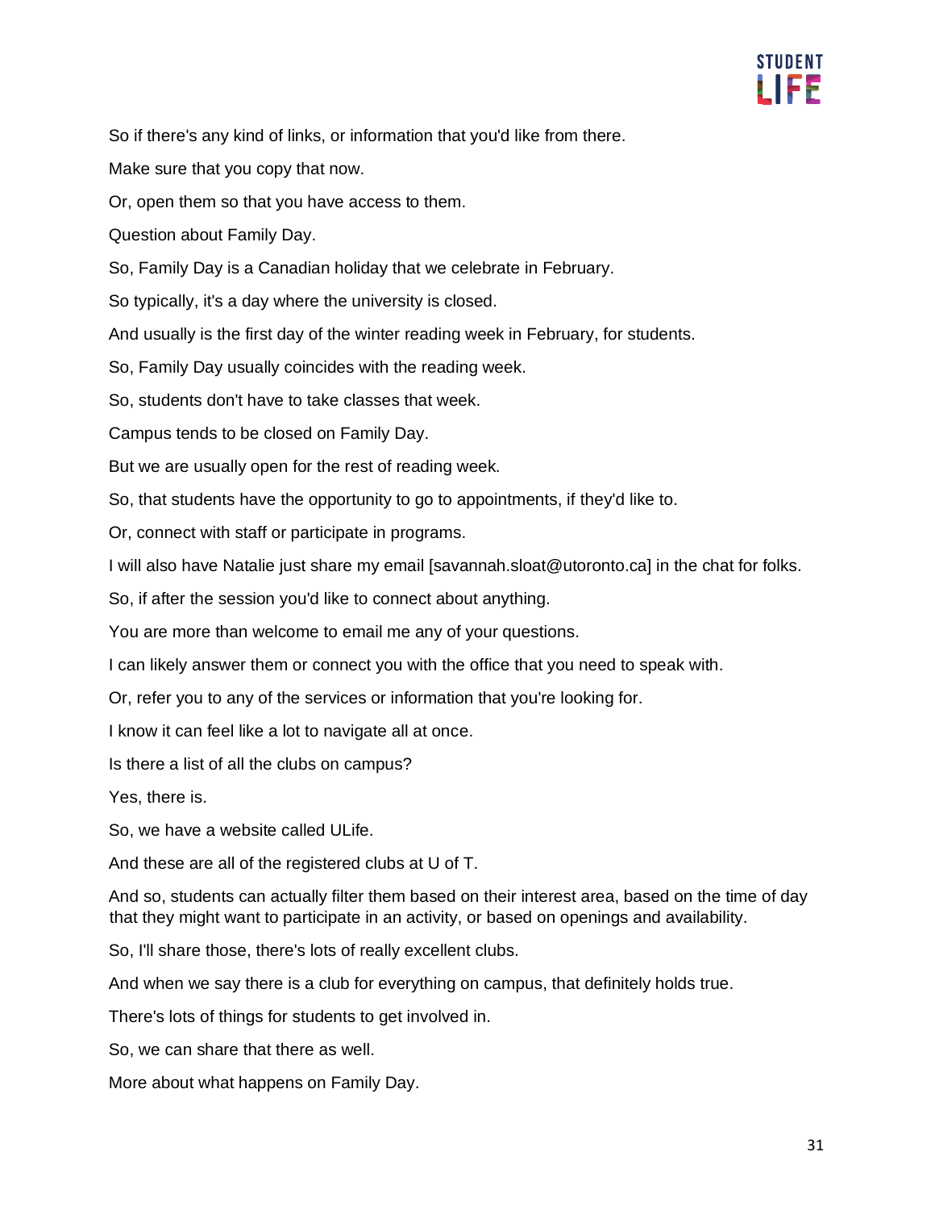So if there's any kind of links, or information that you'd like from there.

Make sure that you copy that now.

Or, open them so that you have access to them.

Question about Family Day.

So, Family Day is a Canadian holiday that we celebrate in February.

So typically, it's a day where the university is closed.

And usually is the first day of the winter reading week in February, for students.

So, Family Day usually coincides with the reading week.

So, students don't have to take classes that week.

Campus tends to be closed on Family Day.

But we are usually open for the rest of reading week.

So, that students have the opportunity to go to appointments, if they'd like to.

Or, connect with staff or participate in programs.

I will also have Natalie just share my email [savannah.sloat@utoronto.ca] in the chat for folks.

So, if after the session you'd like to connect about anything.

You are more than welcome to email me any of your questions.

I can likely answer them or connect you with the office that you need to speak with.

Or, refer you to any of the services or information that you're looking for.

I know it can feel like a lot to navigate all at once.

Is there a list of all the clubs on campus?

Yes, there is.

So, we have a website called ULife.

And these are all of the registered clubs at U of T.

And so, students can actually filter them based on their interest area, based on the time of day that they might want to participate in an activity, or based on openings and availability.

So, I'll share those, there's lots of really excellent clubs.

And when we say there is a club for everything on campus, that definitely holds true.

There's lots of things for students to get involved in.

So, we can share that there as well.

More about what happens on Family Day.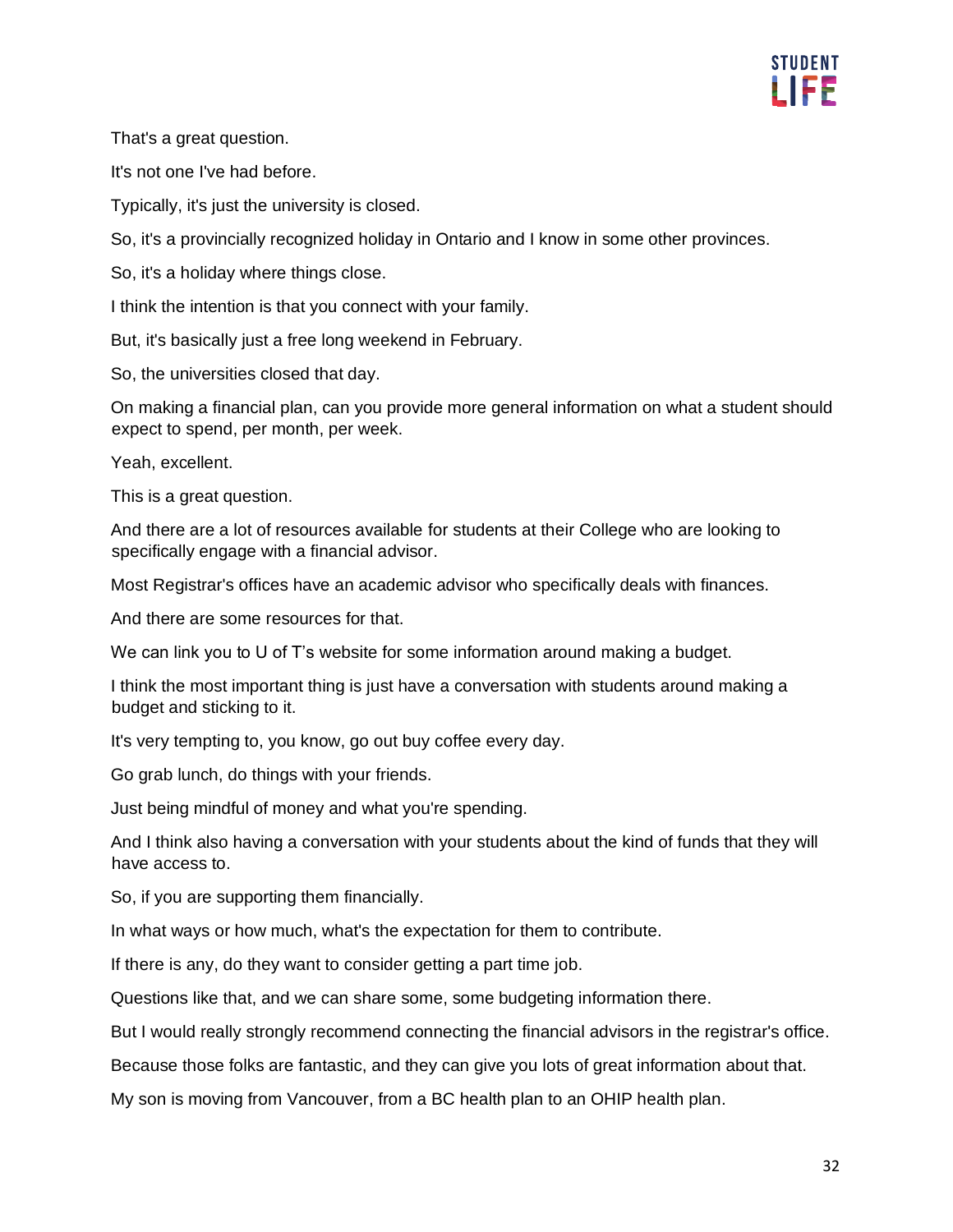That's a great question.

It's not one I've had before.

Typically, it's just the university is closed.

So, it's a provincially recognized holiday in Ontario and I know in some other provinces.

So, it's a holiday where things close.

I think the intention is that you connect with your family.

But, it's basically just a free long weekend in February.

So, the universities closed that day.

On making a financial plan, can you provide more general information on what a student should expect to spend, per month, per week.

Yeah, excellent.

This is a great question.

And there are a lot of resources available for students at their College who are looking to specifically engage with a financial advisor.

Most Registrar's offices have an academic advisor who specifically deals with finances.

And there are some resources for that.

We can link you to U of T's website for some information around making a budget.

I think the most important thing is just have a conversation with students around making a budget and sticking to it.

It's very tempting to, you know, go out buy coffee every day.

Go grab lunch, do things with your friends.

Just being mindful of money and what you're spending.

And I think also having a conversation with your students about the kind of funds that they will have access to.

So, if you are supporting them financially.

In what ways or how much, what's the expectation for them to contribute.

If there is any, do they want to consider getting a part time job.

Questions like that, and we can share some, some budgeting information there.

But I would really strongly recommend connecting the financial advisors in the registrar's office.

Because those folks are fantastic, and they can give you lots of great information about that.

My son is moving from Vancouver, from a BC health plan to an OHIP health plan.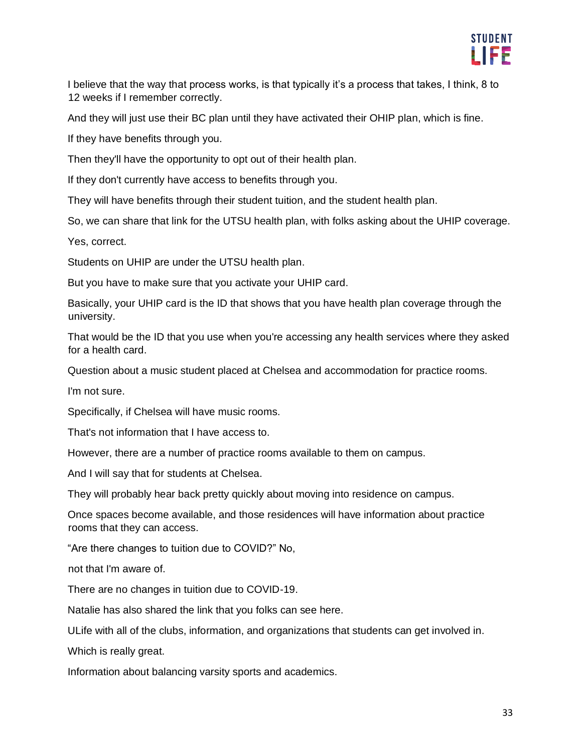I believe that the way that process works, is that typically it's a process that takes, I think, 8 to 12 weeks if I remember correctly.

And they will just use their BC plan until they have activated their OHIP plan, which is fine.

If they have benefits through you.

Then they'll have the opportunity to opt out of their health plan.

If they don't currently have access to benefits through you.

They will have benefits through their student tuition, and the student health plan.

So, we can share that link for the UTSU health plan, with folks asking about the UHIP coverage.

Yes, correct.

Students on UHIP are under the UTSU health plan.

But you have to make sure that you activate your UHIP card.

Basically, your UHIP card is the ID that shows that you have health plan coverage through the university.

That would be the ID that you use when you're accessing any health services where they asked for a health card.

Question about a music student placed at Chelsea and accommodation for practice rooms.

I'm not sure.

Specifically, if Chelsea will have music rooms.

That's not information that I have access to.

However, there are a number of practice rooms available to them on campus.

And I will say that for students at Chelsea.

They will probably hear back pretty quickly about moving into residence on campus.

Once spaces become available, and those residences will have information about practice rooms that they can access.

"Are there changes to tuition due to COVID?" No,

not that I'm aware of.

There are no changes in tuition due to COVID-19.

Natalie has also shared the link that you folks can see here.

ULife with all of the clubs, information, and organizations that students can get involved in.

Which is really great.

Information about balancing varsity sports and academics.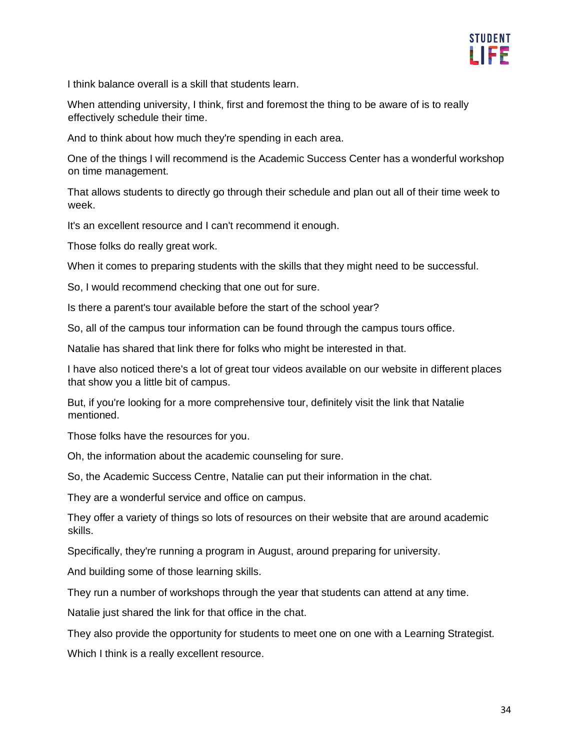I think balance overall is a skill that students learn.

When attending university, I think, first and foremost the thing to be aware of is to really effectively schedule their time.

And to think about how much they're spending in each area.

One of the things I will recommend is the Academic Success Center has a wonderful workshop on time management.

That allows students to directly go through their schedule and plan out all of their time week to week.

It's an excellent resource and I can't recommend it enough.

Those folks do really great work.

When it comes to preparing students with the skills that they might need to be successful.

So, I would recommend checking that one out for sure.

Is there a parent's tour available before the start of the school year?

So, all of the campus tour information can be found through the campus tours office.

Natalie has shared that link there for folks who might be interested in that.

I have also noticed there's a lot of great tour videos available on our website in different places that show you a little bit of campus.

But, if you're looking for a more comprehensive tour, definitely visit the link that Natalie mentioned.

Those folks have the resources for you.

Oh, the information about the academic counseling for sure.

So, the Academic Success Centre, Natalie can put their information in the chat.

They are a wonderful service and office on campus.

They offer a variety of things so lots of resources on their website that are around academic skills.

Specifically, they're running a program in August, around preparing for university.

And building some of those learning skills.

They run a number of workshops through the year that students can attend at any time.

Natalie just shared the link for that office in the chat.

They also provide the opportunity for students to meet one on one with a Learning Strategist.

Which I think is a really excellent resource.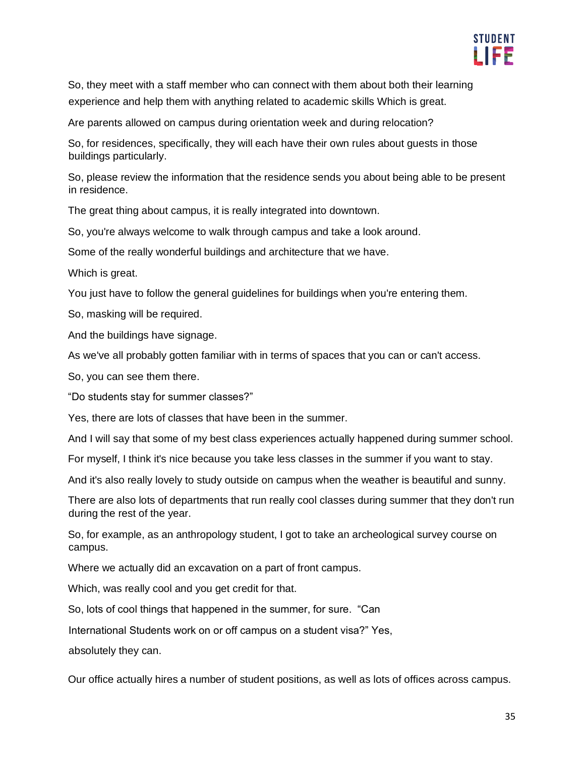So, they meet with a staff member who can connect with them about both their learning experience and help them with anything related to academic skills Which is great.

Are parents allowed on campus during orientation week and during relocation?

So, for residences, specifically, they will each have their own rules about guests in those buildings particularly.

So, please review the information that the residence sends you about being able to be present in residence.

The great thing about campus, it is really integrated into downtown.

So, you're always welcome to walk through campus and take a look around.

Some of the really wonderful buildings and architecture that we have.

Which is great.

You just have to follow the general guidelines for buildings when you're entering them.

So, masking will be required.

And the buildings have signage.

As we've all probably gotten familiar with in terms of spaces that you can or can't access.

So, you can see them there.

"Do students stay for summer classes?"

Yes, there are lots of classes that have been in the summer.

And I will say that some of my best class experiences actually happened during summer school.

For myself, I think it's nice because you take less classes in the summer if you want to stay.

And it's also really lovely to study outside on campus when the weather is beautiful and sunny.

There are also lots of departments that run really cool classes during summer that they don't run during the rest of the year.

So, for example, as an anthropology student, I got to take an archeological survey course on campus.

Where we actually did an excavation on a part of front campus.

Which, was really cool and you get credit for that.

So, lots of cool things that happened in the summer, for sure. "Can International Students work on or off campus on a student visa?" Yes, absolutely they can.

Our office actually hires a number of student positions, as well as lots of offices across campus.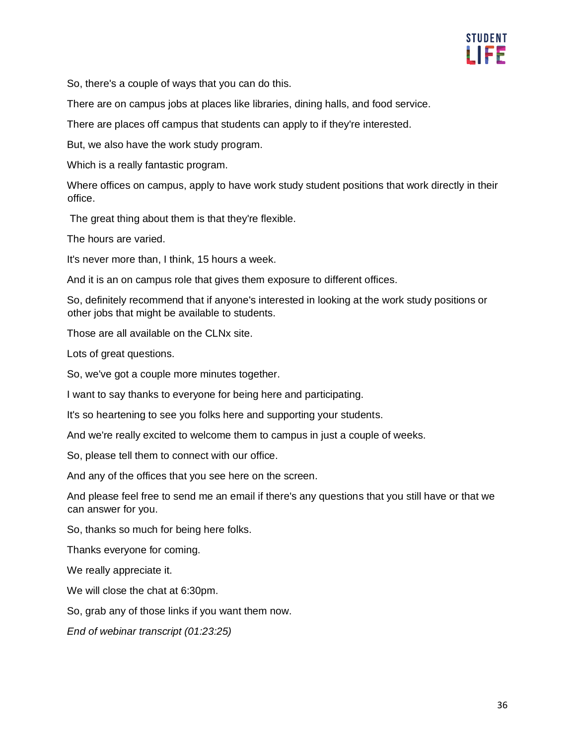So, there's a couple of ways that you can do this.

There are on campus jobs at places like libraries, dining halls, and food service.

There are places off campus that students can apply to if they're interested.

But, we also have the work study program.

Which is a really fantastic program.

Where offices on campus, apply to have work study student positions that work directly in their office.

The great thing about them is that they're flexible.

The hours are varied.

It's never more than, I think, 15 hours a week.

And it is an on campus role that gives them exposure to different offices.

So, definitely recommend that if anyone's interested in looking at the work study positions or other jobs that might be available to students.

Those are all available on the CLNx site.

Lots of great questions.

So, we've got a couple more minutes together.

I want to say thanks to everyone for being here and participating.

It's so heartening to see you folks here and supporting your students.

And we're really excited to welcome them to campus in just a couple of weeks.

So, please tell them to connect with our office.

And any of the offices that you see here on the screen.

And please feel free to send me an email if there's any questions that you still have or that we can answer for you.

So, thanks so much for being here folks.

Thanks everyone for coming.

We really appreciate it.

We will close the chat at 6:30pm.

So, grab any of those links if you want them now.

*End of webinar transcript (01:23:25)*